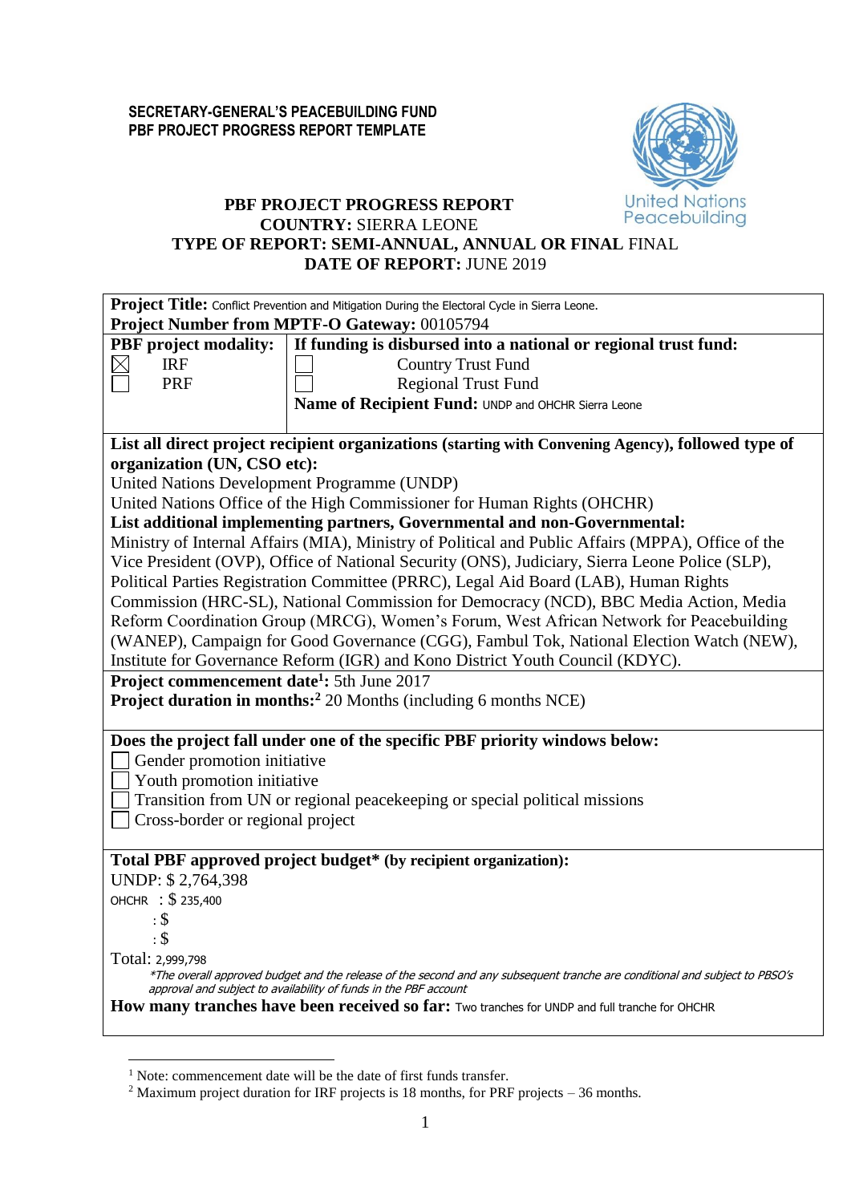**SECRETARY-GENERAL'S PEACEBUILDING FUND**
**PBF PROJECT PROGRESS REPORT TEMPLATE**

United Nations Peacebuilding

# PBF PROJECT PROGRESS REPORT

**COUNTRY:** SIERRA LEONE
**TYPE OF REPORT: SEMI-ANNUAL, ANNUAL OR FINAL** FINAL
**DATE OF REPORT:** JUNE 2019

| | |
|---|---|
| **Project Title:** Conflict Prevention and Mitigation During the Electoral Cycle in Sierra Leone.<br>**Project Number from MPTF-O Gateway:** 00105794 | |
| **PBF project modality:**<br>☒ IRF<br>☐ PRF | **If funding is disbursed into a national or regional trust fund:**<br>☐ Country Trust Fund<br>☐ Regional Trust Fund<br>**Name of Recipient Fund:** UNDP and OHCHR Sierra Leone |
| **List all direct project recipient organizations (starting with Convening Agency), followed type of organization (UN, CSO etc):**<br>United Nations Development Programme (UNDP)<br>United Nations Office of the High Commissioner for Human Rights (OHCHR)<br>**List additional implementing partners, Governmental and non-Governmental:**<br>Ministry of Internal Affairs (MIA), Ministry of Political and Public Affairs (MPPA), Office of the Vice President (OVP), Office of National Security (ONS), Judiciary, Sierra Leone Police (SLP), Political Parties Registration Committee (PRRC), Legal Aid Board (LAB), Human Rights Commission (HRC-SL), National Commission for Democracy (NCD), BBC Media Action, Media Reform Coordination Group (MRCG), Women's Forum, West African Network for Peacebuilding (WANEP), Campaign for Good Governance (CGG), Fambul Tok, National Election Watch (NEW), Institute for Governance Reform (IGR) and Kono District Youth Council (KDYC). | |
| **Project commencement date[1]:** 5th June 2017<br>**Project duration in months:[2]** 20 Months (including 6 months NCE) | |
| **Does the project fall under one of the specific PBF priority windows below:**<br>☐ Gender promotion initiative<br>☐ Youth promotion initiative<br>☐ Transition from UN or regional peacekeeping or special political missions<br>☐ Cross-border or regional project | |
| **Total PBF approved project budget\* (by recipient organization):**<br>UNDP: $ 2,764,398<br>OHCHR : $ 235,400<br>: $<br>: $<br>Total: 2,999,798<br>*\*The overall approved budget and the release of the second and any subsequent tranche are conditional and subject to PBSO's approval and subject to availability of funds in the PBF account*<br>**How many tranches have been received so far:** Two tranches for UNDP and full tranche for OHCHR | |

[1] Note: commencement date will be the date of first funds transfer.
[2] Maximum project duration for IRF projects is 18 months, for PRF projects – 36 months.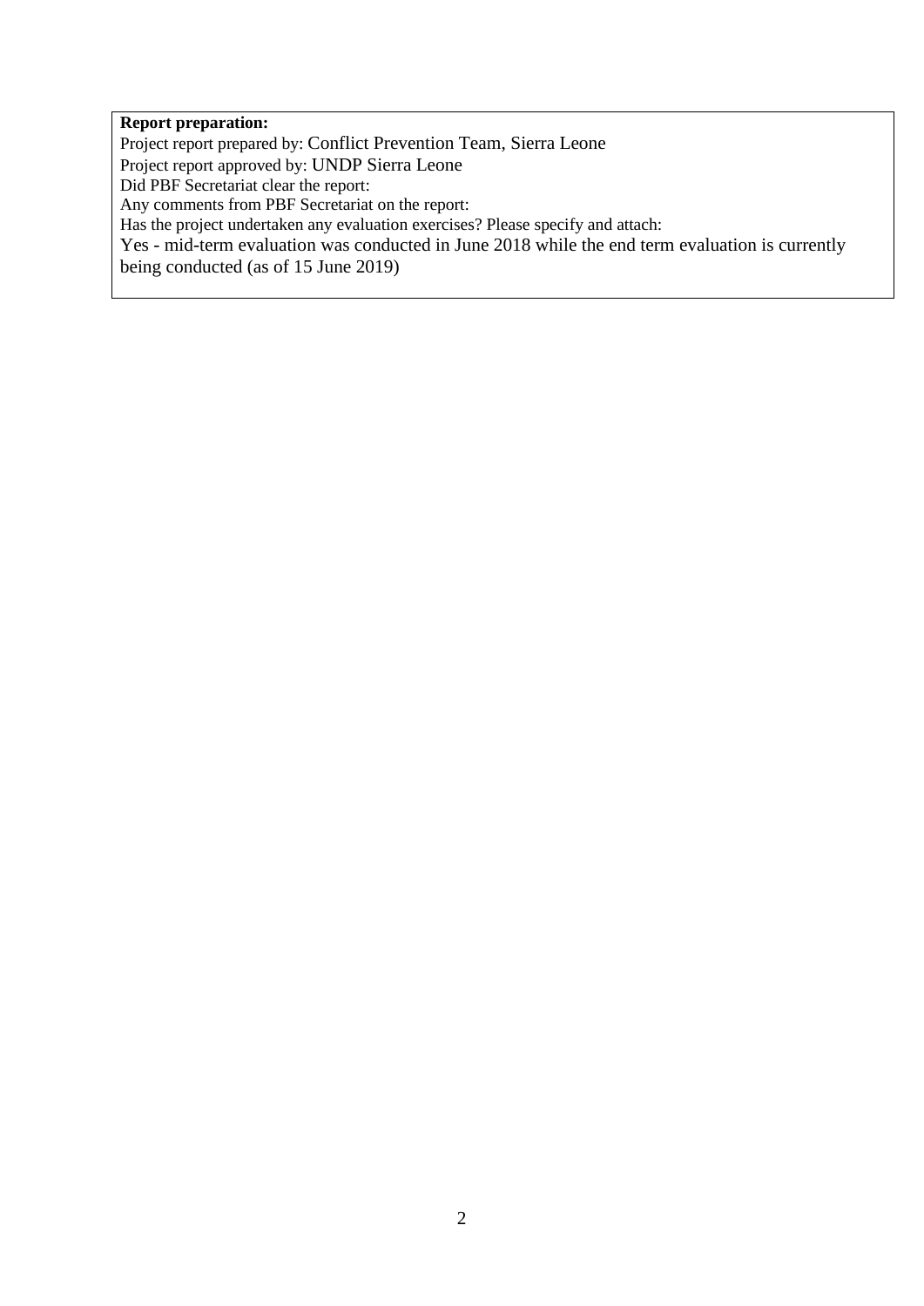**Report preparation:**

Project report prepared by: Conflict Prevention Team, Sierra Leone

Project report approved by: UNDP Sierra Leone

Did PBF Secretariat clear the report:

Any comments from PBF Secretariat on the report:

Has the project undertaken any evaluation exercises? Please specify and attach:

Yes - mid-term evaluation was conducted in June 2018 while the end term evaluation is currently being conducted (as of 15 June 2019)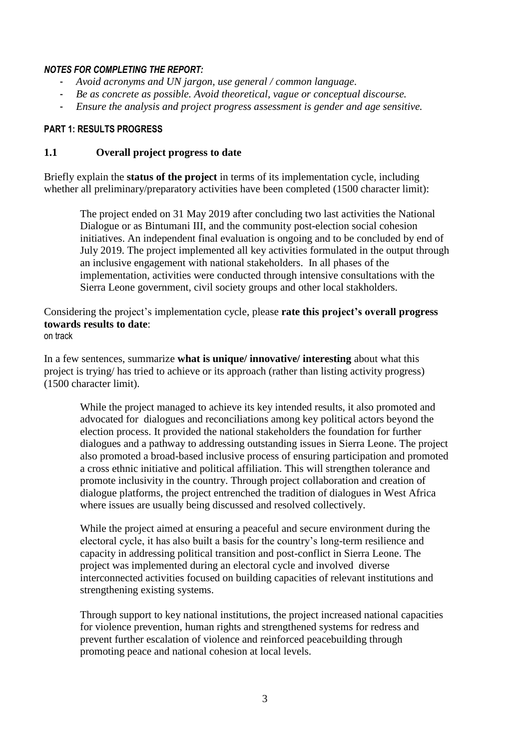***NOTES FOR COMPLETING THE REPORT:***

- *Avoid acronyms and UN jargon, use general / common language.*
- *Be as concrete as possible. Avoid theoretical, vague or conceptual discourse.*
- *Ensure the analysis and project progress assessment is gender and age sensitive.*

**PART 1: RESULTS PROGRESS**

## 1.1 Overall project progress to date

Briefly explain the **status of the project** in terms of its implementation cycle, including whether all preliminary/preparatory activities have been completed (1500 character limit):

> The project ended on 31 May 2019 after concluding two last activities the National Dialogue or as Bintumani III, and the community post-election social cohesion initiatives. An independent final evaluation is ongoing and to be concluded by end of July 2019. The project implemented all key activities formulated in the output through an inclusive engagement with national stakeholders. In all phases of the implementation, activities were conducted through intensive consultations with the Sierra Leone government, civil society groups and other local stakholders.

Considering the project's implementation cycle, please **rate this project's overall progress towards results to date**:
on track

In a few sentences, summarize **what is unique/ innovative/ interesting** about what this project is trying/ has tried to achieve or its approach (rather than listing activity progress) (1500 character limit).

> While the project managed to achieve its key intended results, it also promoted and advocated for dialogues and reconciliations among key political actors beyond the election process. It provided the national stakeholders the foundation for further dialogues and a pathway to addressing outstanding issues in Sierra Leone. The project also promoted a broad-based inclusive process of ensuring participation and promoted a cross ethnic initiative and political affiliation. This will strengthen tolerance and promote inclusivity in the country. Through project collaboration and creation of dialogue platforms, the project entrenched the tradition of dialogues in West Africa where issues are usually being discussed and resolved collectively.
>
> While the project aimed at ensuring a peaceful and secure environment during the electoral cycle, it has also built a basis for the country's long-term resilience and capacity in addressing political transition and post-conflict in Sierra Leone. The project was implemented during an electoral cycle and involved diverse interconnected activities focused on building capacities of relevant institutions and strengthening existing systems.
>
> Through support to key national institutions, the project increased national capacities for violence prevention, human rights and strengthened systems for redress and prevent further escalation of violence and reinforced peacebuilding through promoting peace and national cohesion at local levels.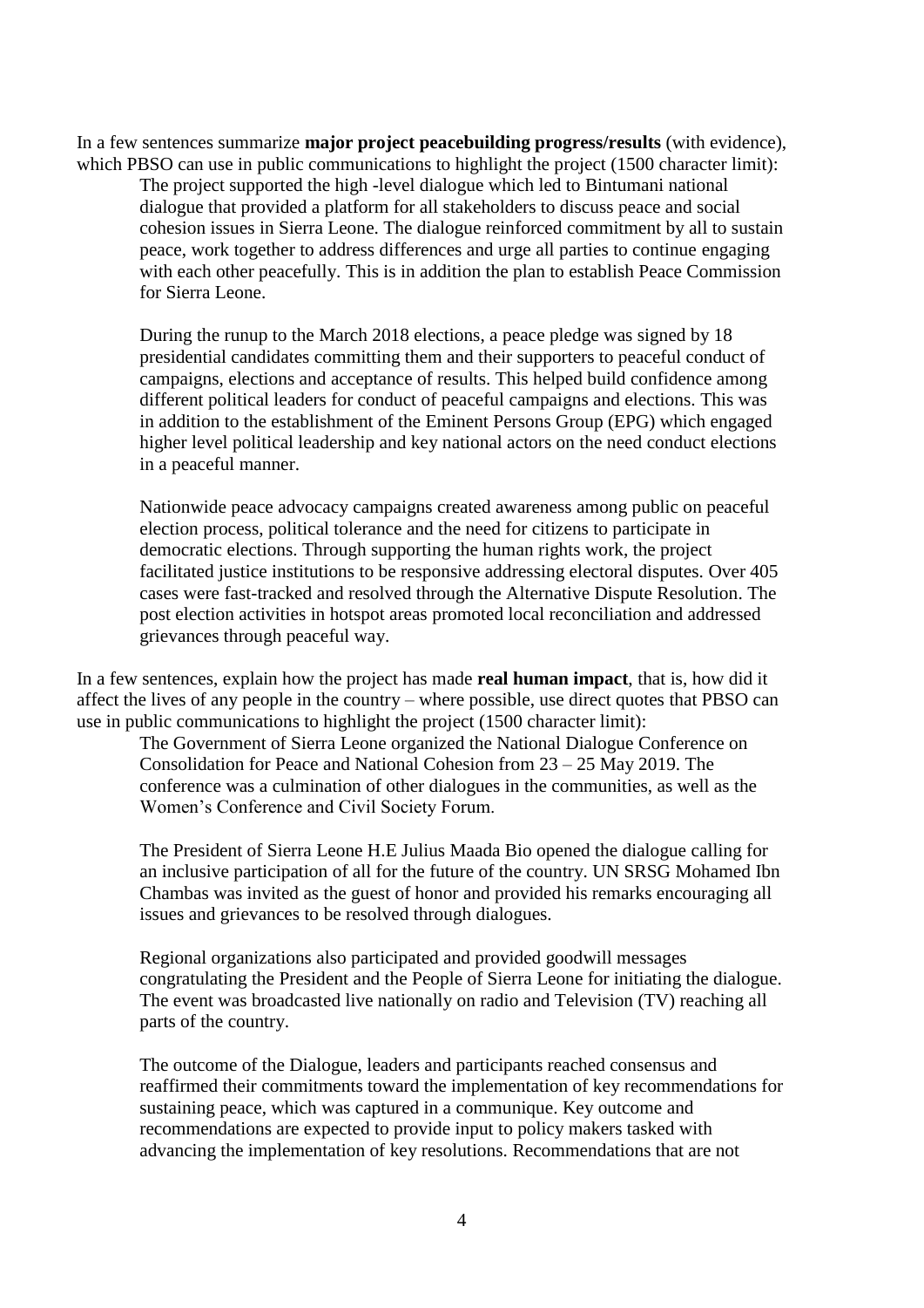In a few sentences summarize **major project peacebuilding progress/results** (with evidence), which PBSO can use in public communications to highlight the project (1500 character limit):

The project supported the high -level dialogue which led to Bintumani national dialogue that provided a platform for all stakeholders to discuss peace and social cohesion issues in Sierra Leone. The dialogue reinforced commitment by all to sustain peace, work together to address differences and urge all parties to continue engaging with each other peacefully. This is in addition the plan to establish Peace Commission for Sierra Leone.

During the runup to the March 2018 elections, a peace pledge was signed by 18 presidential candidates committing them and their supporters to peaceful conduct of campaigns, elections and acceptance of results. This helped build confidence among different political leaders for conduct of peaceful campaigns and elections. This was in addition to the establishment of the Eminent Persons Group (EPG) which engaged higher level political leadership and key national actors on the need conduct elections in a peaceful manner.

Nationwide peace advocacy campaigns created awareness among public on peaceful election process, political tolerance and the need for citizens to participate in democratic elections. Through supporting the human rights work, the project facilitated justice institutions to be responsive addressing electoral disputes. Over 405 cases were fast-tracked and resolved through the Alternative Dispute Resolution. The post election activities in hotspot areas promoted local reconciliation and addressed grievances through peaceful way.

In a few sentences, explain how the project has made **real human impact**, that is, how did it affect the lives of any people in the country – where possible, use direct quotes that PBSO can use in public communications to highlight the project (1500 character limit):

The Government of Sierra Leone organized the National Dialogue Conference on Consolidation for Peace and National Cohesion from 23 – 25 May 2019. The conference was a culmination of other dialogues in the communities, as well as the Women's Conference and Civil Society Forum.

The President of Sierra Leone H.E Julius Maada Bio opened the dialogue calling for an inclusive participation of all for the future of the country. UN SRSG Mohamed Ibn Chambas was invited as the guest of honor and provided his remarks encouraging all issues and grievances to be resolved through dialogues.

Regional organizations also participated and provided goodwill messages congratulating the President and the People of Sierra Leone for initiating the dialogue. The event was broadcasted live nationally on radio and Television (TV) reaching all parts of the country.

The outcome of the Dialogue, leaders and participants reached consensus and reaffirmed their commitments toward the implementation of key recommendations for sustaining peace, which was captured in a communique. Key outcome and recommendations are expected to provide input to policy makers tasked with advancing the implementation of key resolutions. Recommendations that are not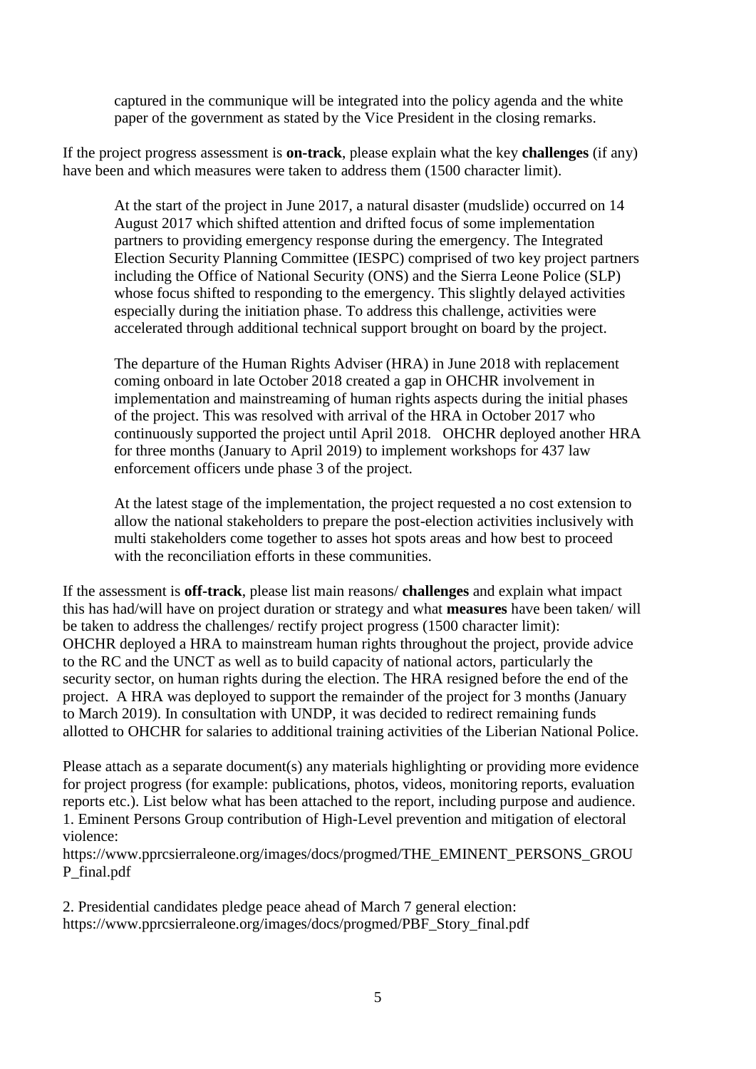captured in the communique will be integrated into the policy agenda and the white paper of the government as stated by the Vice President in the closing remarks.

If the project progress assessment is **on-track**, please explain what the key **challenges** (if any) have been and which measures were taken to address them (1500 character limit).

At the start of the project in June 2017, a natural disaster (mudslide) occurred on 14 August 2017 which shifted attention and drifted focus of some implementation partners to providing emergency response during the emergency. The Integrated Election Security Planning Committee (IESPC) comprised of two key project partners including the Office of National Security (ONS) and the Sierra Leone Police (SLP) whose focus shifted to responding to the emergency. This slightly delayed activities especially during the initiation phase. To address this challenge, activities were accelerated through additional technical support brought on board by the project.

The departure of the Human Rights Adviser (HRA) in June 2018 with replacement coming onboard in late October 2018 created a gap in OHCHR involvement in implementation and mainstreaming of human rights aspects during the initial phases of the project. This was resolved with arrival of the HRA in October 2017 who continuously supported the project until April 2018. OHCHR deployed another HRA for three months (January to April 2019) to implement workshops for 437 law enforcement officers unde phase 3 of the project.

At the latest stage of the implementation, the project requested a no cost extension to allow the national stakeholders to prepare the post-election activities inclusively with multi stakeholders come together to asses hot spots areas and how best to proceed with the reconciliation efforts in these communities.

If the assessment is **off-track**, please list main reasons/ **challenges** and explain what impact this has had/will have on project duration or strategy and what **measures** have been taken/ will be taken to address the challenges/ rectify project progress (1500 character limit):
OHCHR deployed a HRA to mainstream human rights throughout the project, provide advice to the RC and the UNCT as well as to build capacity of national actors, particularly the security sector, on human rights during the election. The HRA resigned before the end of the project. A HRA was deployed to support the remainder of the project for 3 months (January to March 2019). In consultation with UNDP, it was decided to redirect remaining funds allotted to OHCHR for salaries to additional training activities of the Liberian National Police.

Please attach as a separate document(s) any materials highlighting or providing more evidence for project progress (for example: publications, photos, videos, monitoring reports, evaluation reports etc.). List below what has been attached to the report, including purpose and audience.
1. Eminent Persons Group contribution of High-Level prevention and mitigation of electoral violence:
https://www.pprcsierraleone.org/images/docs/progmed/THE_EMINENT_PERSONS_GROUP_final.pdf

2. Presidential candidates pledge peace ahead of March 7 general election:
https://www.pprcsierraleone.org/images/docs/progmed/PBF_Story_final.pdf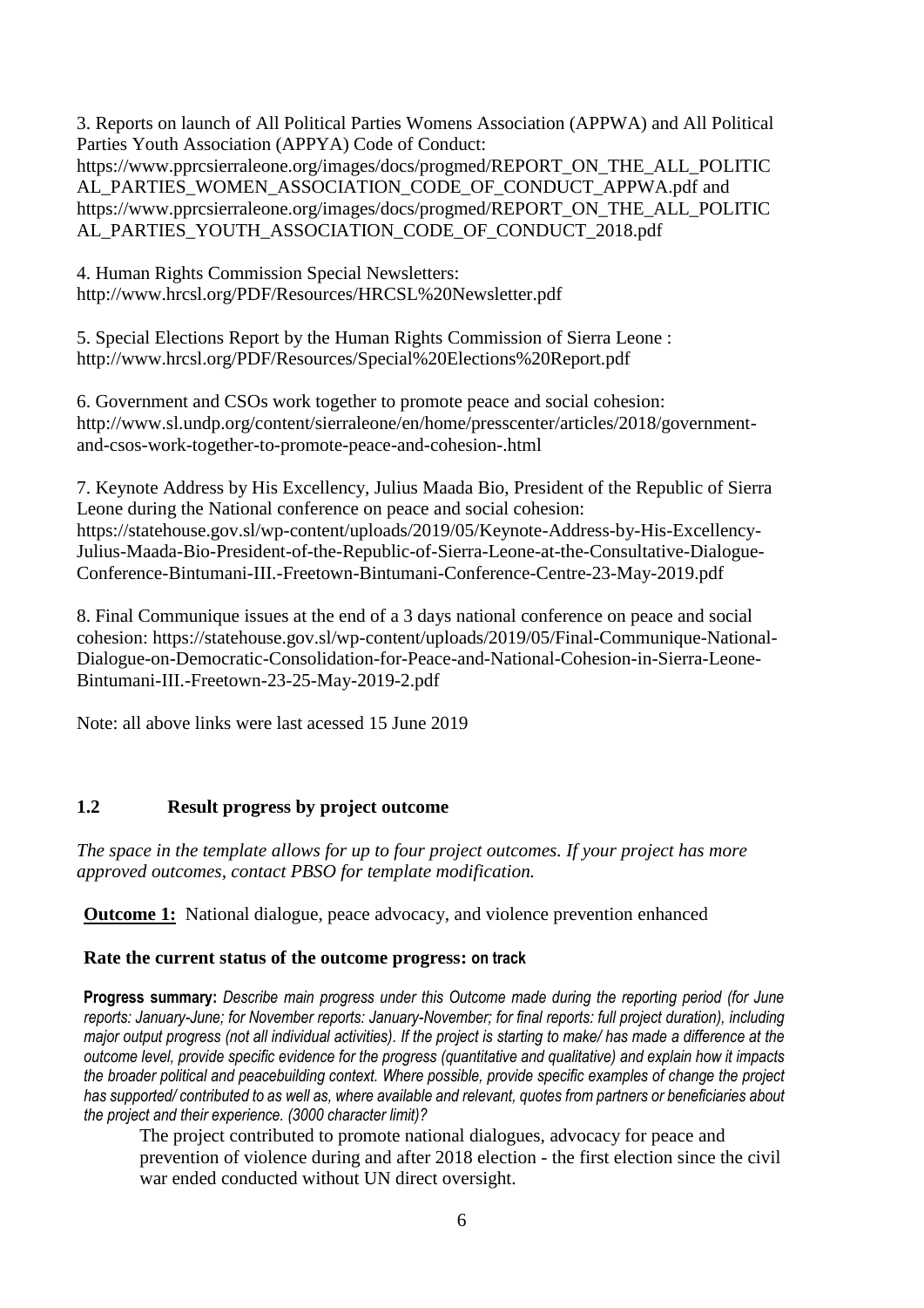3. Reports on launch of All Political Parties Womens Association (APPWA) and All Political Parties Youth Association (APPYA) Code of Conduct: https://www.pprcsierraleone.org/images/docs/progmed/REPORT_ON_THE_ALL_POLITICAL_PARTIES_WOMEN_ASSOCIATION_CODE_OF_CONDUCT_APPWA.pdf and https://www.pprcsierraleone.org/images/docs/progmed/REPORT_ON_THE_ALL_POLITICAL_PARTIES_YOUTH_ASSOCIATION_CODE_OF_CONDUCT_2018.pdf

4. Human Rights Commission Special Newsletters: http://www.hrcsl.org/PDF/Resources/HRCSL%20Newsletter.pdf

5. Special Elections Report by the Human Rights Commission of Sierra Leone : http://www.hrcsl.org/PDF/Resources/Special%20Elections%20Report.pdf

6. Government and CSOs work together to promote peace and social cohesion: http://www.sl.undp.org/content/sierraleone/en/home/presscenter/articles/2018/government-and-csos-work-together-to-promote-peace-and-cohesion-.html

7. Keynote Address by His Excellency, Julius Maada Bio, President of the Republic of Sierra Leone during the National conference on peace and social cohesion: https://statehouse.gov.sl/wp-content/uploads/2019/05/Keynote-Address-by-His-Excellency-Julius-Maada-Bio-President-of-the-Republic-of-Sierra-Leone-at-the-Consultative-Dialogue-Conference-Bintumani-III.-Freetown-Bintumani-Conference-Centre-23-May-2019.pdf

8. Final Communique issues at the end of a 3 days national conference on peace and social cohesion: https://statehouse.gov.sl/wp-content/uploads/2019/05/Final-Communique-National-Dialogue-on-Democratic-Consolidation-for-Peace-and-National-Cohesion-in-Sierra-Leone-Bintumani-III.-Freetown-23-25-May-2019-2.pdf

Note: all above links were last acessed 15 June 2019

### 1.2 Result progress by project outcome

*The space in the template allows for up to four project outcomes. If your project has more approved outcomes, contact PBSO for template modification.*

**Outcome 1:** National dialogue, peace advocacy, and violence prevention enhanced

**Rate the current status of the outcome progress: on track**

**Progress summary:** *Describe main progress under this Outcome made during the reporting period (for June reports: January-June; for November reports: January-November; for final reports: full project duration), including major output progress (not all individual activities). If the project is starting to make/ has made a difference at the outcome level, provide specific evidence for the progress (quantitative and qualitative) and explain how it impacts the broader political and peacebuilding context. Where possible, provide specific examples of change the project has supported/ contributed to as well as, where available and relevant, quotes from partners or beneficiaries about the project and their experience. (3000 character limit)?*

The project contributed to promote national dialogues, advocacy for peace and prevention of violence during and after 2018 election - the first election since the civil war ended conducted without UN direct oversight.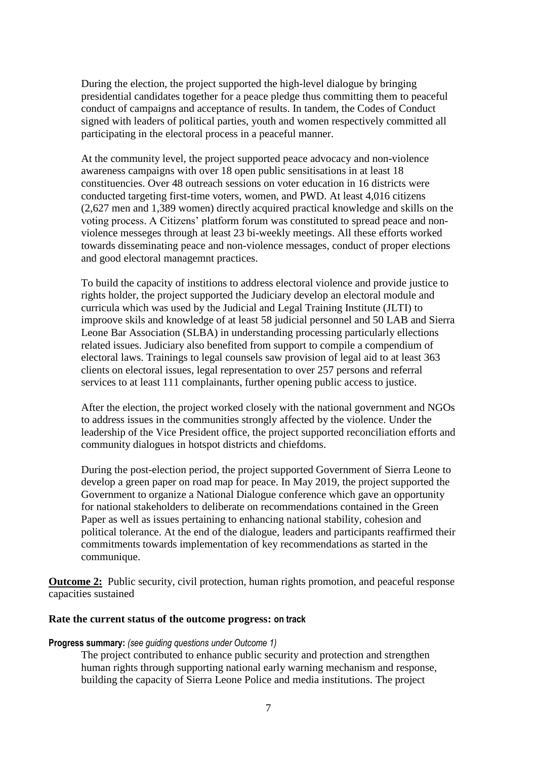During the election, the project supported the high-level dialogue by bringing presidential candidates together for a peace pledge thus committing them to peaceful conduct of campaigns and acceptance of results. In tandem, the Codes of Conduct signed with leaders of political parties, youth and women respectively committed all participating in the electoral process in a peaceful manner.

At the community level, the project supported peace advocacy and non-violence awareness campaigns with over 18 open public sensitisations in at least 18 constituencies. Over 48 outreach sessions on voter education in 16 districts were conducted targeting first-time voters, women, and PWD. At least 4,016 citizens (2,627 men and 1,389 women) directly acquired practical knowledge and skills on the voting process. A Citizens' platform forum was constituted to spread peace and non-violence messeges through at least 23 bi-weekly meetings. All these efforts worked towards disseminating peace and non-violence messages, conduct of proper elections and good electoral managemnt practices.

To build the capacity of institions to address electoral violence and provide justice to rights holder, the project supported the Judiciary develop an electoral module and curricula which was used by the Judicial and Legal Training Institute (JLTI) to improove skils and knowledge of at least 58 judicial personnel and 50 LAB and Sierra Leone Bar Association (SLBA) in understanding processing particularly ellections related issues. Judiciary also benefited from support to compile a compendium of electoral laws. Trainings to legal counsels saw provision of legal aid to at least 363 clients on electoral issues, legal representation to over 257 persons and referral services to at least 111 complainants, further opening public access to justice.

After the election, the project worked closely with the national government and NGOs to address issues in the communities strongly affected by the violence. Under the leadership of the Vice President office, the project supported reconciliation efforts and community dialogues in hotspot districts and chiefdoms.

During the post-election period, the project supported Government of Sierra Leone to develop a green paper on road map for peace. In May 2019, the project supported the Government to organize a National Dialogue conference which gave an opportunity for national stakeholders to deliberate on recommendations contained in the Green Paper as well as issues pertaining to enhancing national stability, cohesion and political tolerance. At the end of the dialogue, leaders and participants reaffirmed their commitments towards implementation of key recommendations as started in the communique.

**Outcome 2:** Public security, civil protection, human rights promotion, and peaceful response capacities sustained

**Rate the current status of the outcome progress: on track**

**Progress summary:** *(see guiding questions under Outcome 1)*

The project contributed to enhance public security and protection and strengthen human rights through supporting national early warning mechanism and response, building the capacity of Sierra Leone Police and media institutions. The project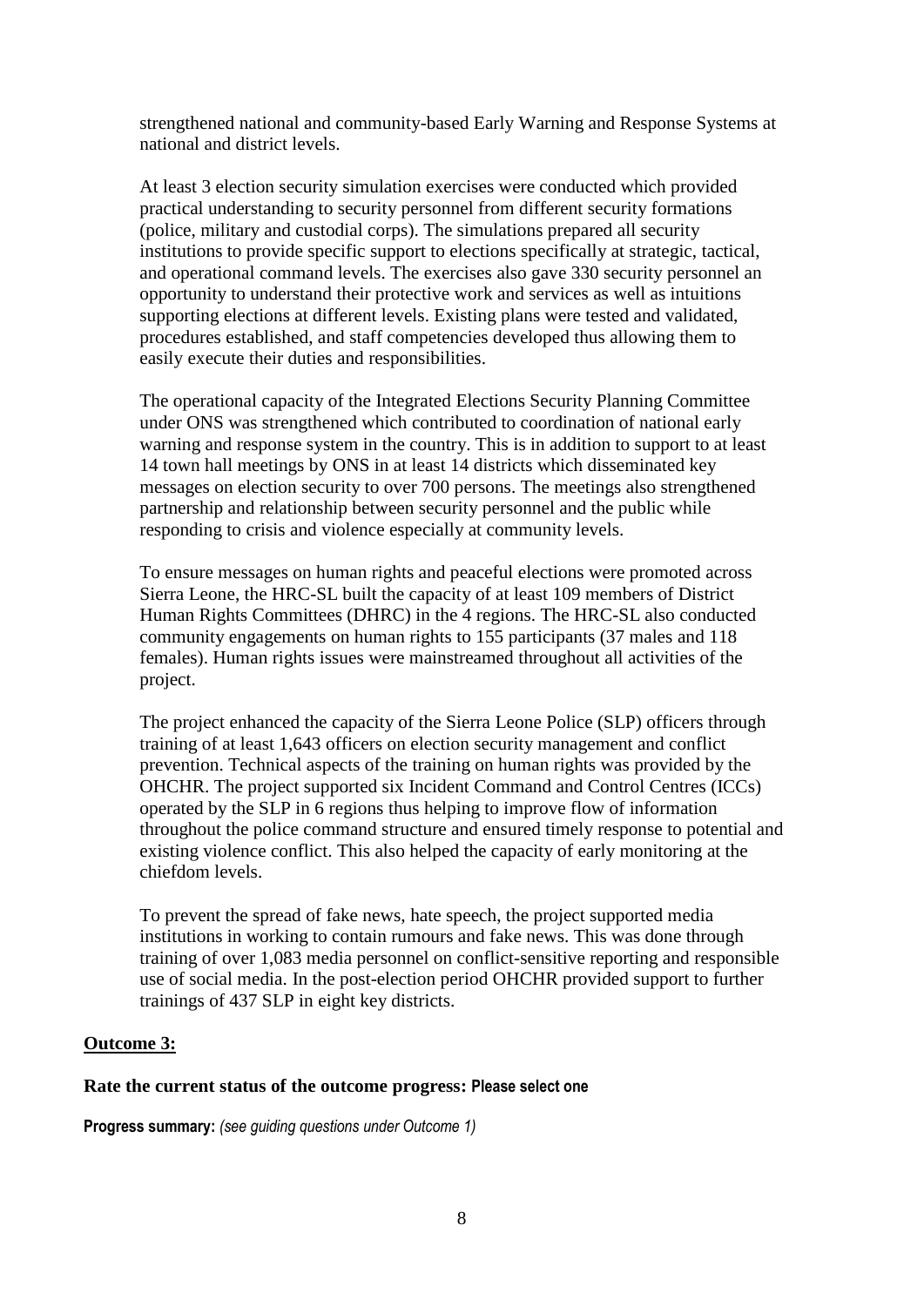strengthened national and community-based Early Warning and Response Systems at national and district levels.

At least 3 election security simulation exercises were conducted which provided practical understanding to security personnel from different security formations (police, military and custodial corps). The simulations prepared all security institutions to provide specific support to elections specifically at strategic, tactical, and operational command levels. The exercises also gave 330 security personnel an opportunity to understand their protective work and services as well as intuitions supporting elections at different levels. Existing plans were tested and validated, procedures established, and staff competencies developed thus allowing them to easily execute their duties and responsibilities.

The operational capacity of the Integrated Elections Security Planning Committee under ONS was strengthened which contributed to coordination of national early warning and response system in the country. This is in addition to support to at least 14 town hall meetings by ONS in at least 14 districts which disseminated key messages on election security to over 700 persons. The meetings also strengthened partnership and relationship between security personnel and the public while responding to crisis and violence especially at community levels.

To ensure messages on human rights and peaceful elections were promoted across Sierra Leone, the HRC-SL built the capacity of at least 109 members of District Human Rights Committees (DHRC) in the 4 regions. The HRC-SL also conducted community engagements on human rights to 155 participants (37 males and 118 females). Human rights issues were mainstreamed throughout all activities of the project.

The project enhanced the capacity of the Sierra Leone Police (SLP) officers through training of at least 1,643 officers on election security management and conflict prevention. Technical aspects of the training on human rights was provided by the OHCHR. The project supported six Incident Command and Control Centres (ICCs) operated by the SLP in 6 regions thus helping to improve flow of information throughout the police command structure and ensured timely response to potential and existing violence conflict. This also helped the capacity of early monitoring at the chiefdom levels.

To prevent the spread of fake news, hate speech, the project supported media institutions in working to contain rumours and fake news. This was done through training of over 1,083 media personnel on conflict-sensitive reporting and responsible use of social media. In the post-election period OHCHR provided support to further trainings of 437 SLP in eight key districts.

**Outcome 3:**

**Rate the current status of the outcome progress: Please select one**

**Progress summary:** *(see guiding questions under Outcome 1)*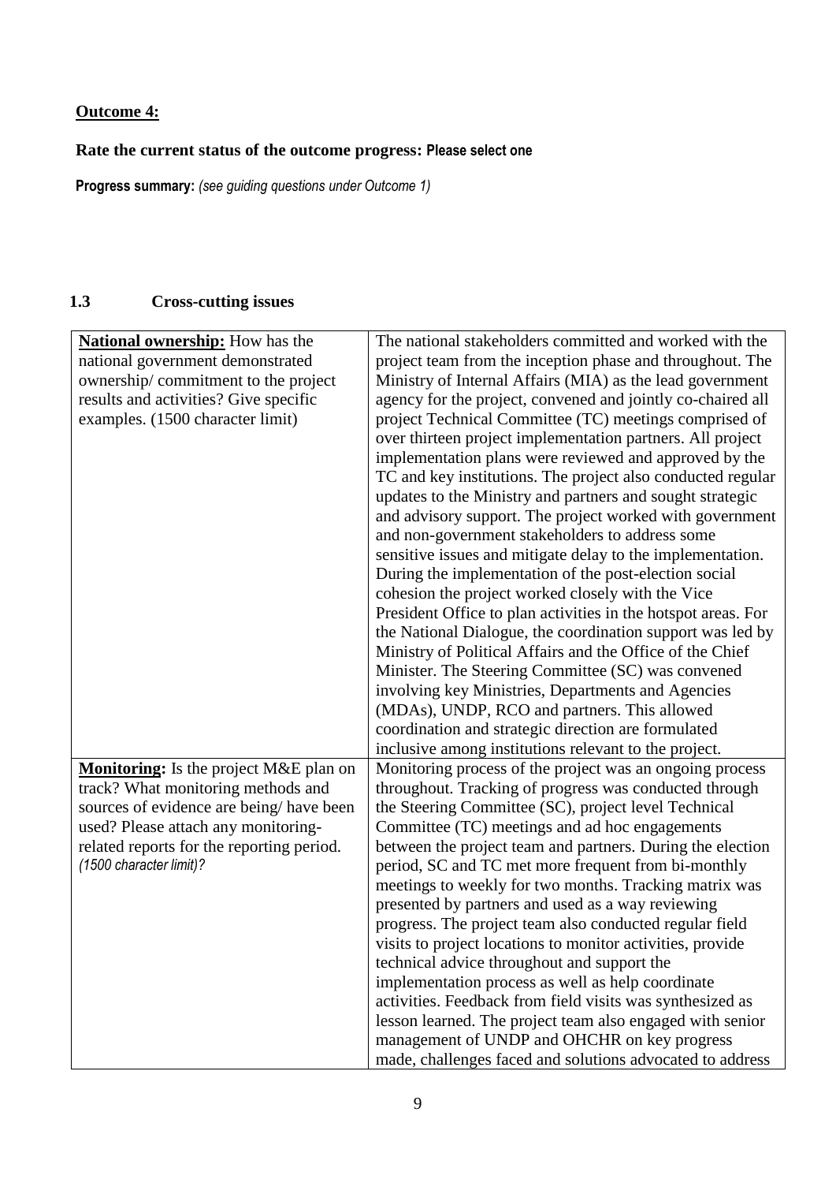**Outcome 4:**

**Rate the current status of the outcome progress: Please select one**

**Progress summary:** *(see guiding questions under Outcome 1)*

## 1.3 Cross-cutting issues

| | |
|---|---|
| **National ownership:** How has the national government demonstrated ownership/ commitment to the project results and activities? Give specific examples. (1500 character limit) | The national stakeholders committed and worked with the project team from the inception phase and throughout. The Ministry of Internal Affairs (MIA) as the lead government agency for the project, convened and jointly co-chaired all project Technical Committee (TC) meetings comprised of over thirteen project implementation partners. All project implementation plans were reviewed and approved by the TC and key institutions. The project also conducted regular updates to the Ministry and partners and sought strategic and advisory support. The project worked with government and non-government stakeholders to address some sensitive issues and mitigate delay to the implementation. During the implementation of the post-election social cohesion the project worked closely with the Vice President Office to plan activities in the hotspot areas. For the National Dialogue, the coordination support was led by Ministry of Political Affairs and the Office of the Chief Minister. The Steering Committee (SC) was convened involving key Ministries, Departments and Agencies (MDAs), UNDP, RCO and partners. This allowed coordination and strategic direction are formulated inclusive among institutions relevant to the project. |
| **Monitoring:** Is the project M&E plan on track? What monitoring methods and sources of evidence are being/ have been used? Please attach any monitoring-related reports for the reporting period. *(1500 character limit)?* | Monitoring process of the project was an ongoing process throughout. Tracking of progress was conducted through the Steering Committee (SC), project level Technical Committee (TC) meetings and ad hoc engagements between the project team and partners. During the election period, SC and TC met more frequent from bi-monthly meetings to weekly for two months. Tracking matrix was presented by partners and used as a way reviewing progress. The project team also conducted regular field visits to project locations to monitor activities, provide technical advice throughout and support the implementation process as well as help coordinate activities. Feedback from field visits was synthesized as lesson learned. The project team also engaged with senior management of UNDP and OHCHR on key progress made, challenges faced and solutions advocated to address |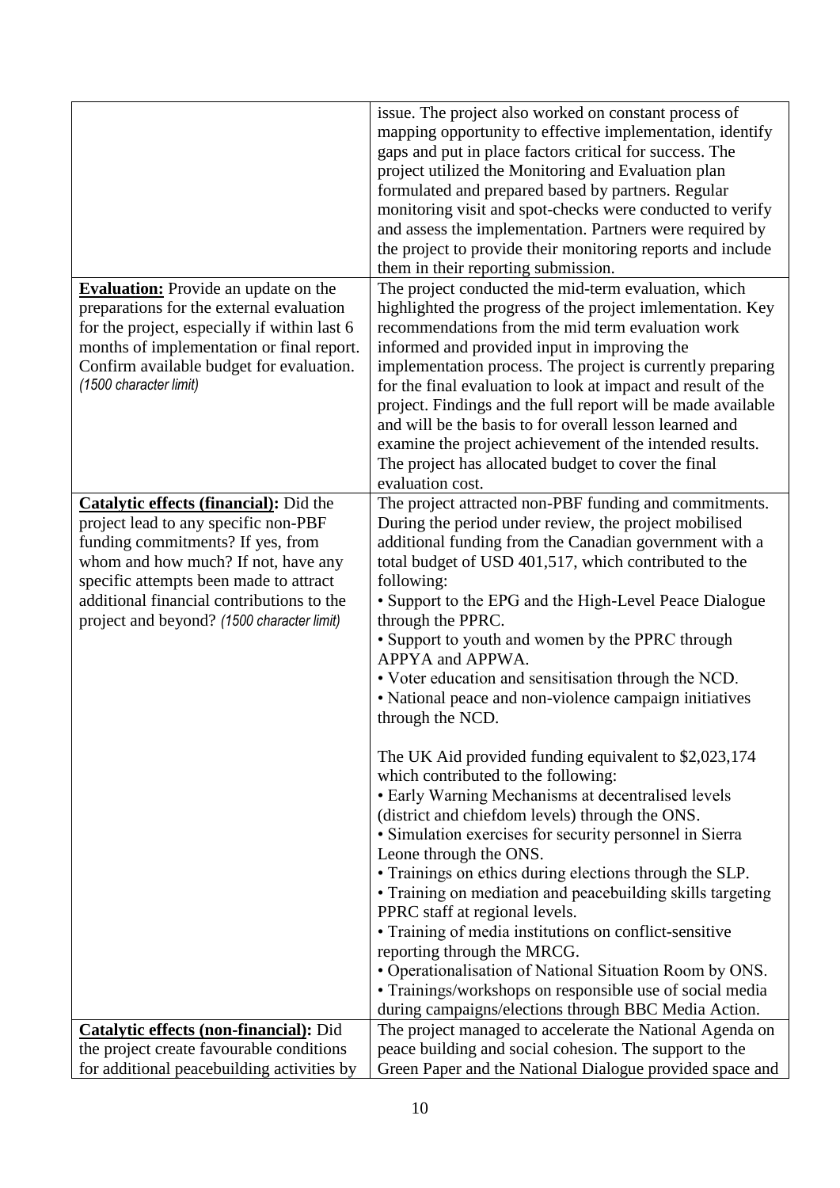| | |
|---|---|
| | issue. The project also worked on constant process of mapping opportunity to effective implementation, identify gaps and put in place factors critical for success. The project utilized the Monitoring and Evaluation plan formulated and prepared based by partners. Regular monitoring visit and spot-checks were conducted to verify and assess the implementation. Partners were required by the project to provide their monitoring reports and include them in their reporting submission. |
| **Evaluation:** Provide an update on the preparations for the external evaluation for the project, especially if within last 6 months of implementation or final report. Confirm available budget for evaluation. *(1500 character limit)* | The project conducted the mid-term evaluation, which highlighted the progress of the project imlementation. Key recommendations from the mid term evaluation work informed and provided input in improving the implementation process. The project is currently preparing for the final evaluation to look at impact and result of the project. Findings and the full report will be made available and will be the basis to for overall lesson learned and examine the project achievement of the intended results. The project has allocated budget to cover the final evaluation cost. |
| **Catalytic effects (financial):** Did the project lead to any specific non-PBF funding commitments? If yes, from whom and how much? If not, have any specific attempts been made to attract additional financial contributions to the project and beyond? *(1500 character limit)* | The project attracted non-PBF funding and commitments. During the period under review, the project mobilised additional funding from the Canadian government with a total budget of USD 401,517, which contributed to the following:<br>• Support to the EPG and the High-Level Peace Dialogue through the PPRC.<br>• Support to youth and women by the PPRC through APPYA and APPWA.<br>• Voter education and sensitisation through the NCD.<br>• National peace and non-violence campaign initiatives through the NCD.<br><br>The UK Aid provided funding equivalent to $2,023,174 which contributed to the following:<br>• Early Warning Mechanisms at decentralised levels (district and chiefdom levels) through the ONS.<br>• Simulation exercises for security personnel in Sierra Leone through the ONS.<br>• Trainings on ethics during elections through the SLP.<br>• Training on mediation and peacebuilding skills targeting PPRC staff at regional levels.<br>• Training of media institutions on conflict-sensitive reporting through the MRCG.<br>• Operationalisation of National Situation Room by ONS.<br>• Trainings/workshops on responsible use of social media during campaigns/elections through BBC Media Action. |
| **Catalytic effects (non-financial):** Did the project create favourable conditions for additional peacebuilding activities by | The project managed to accelerate the National Agenda on peace building and social cohesion. The support to the Green Paper and the National Dialogue provided space and |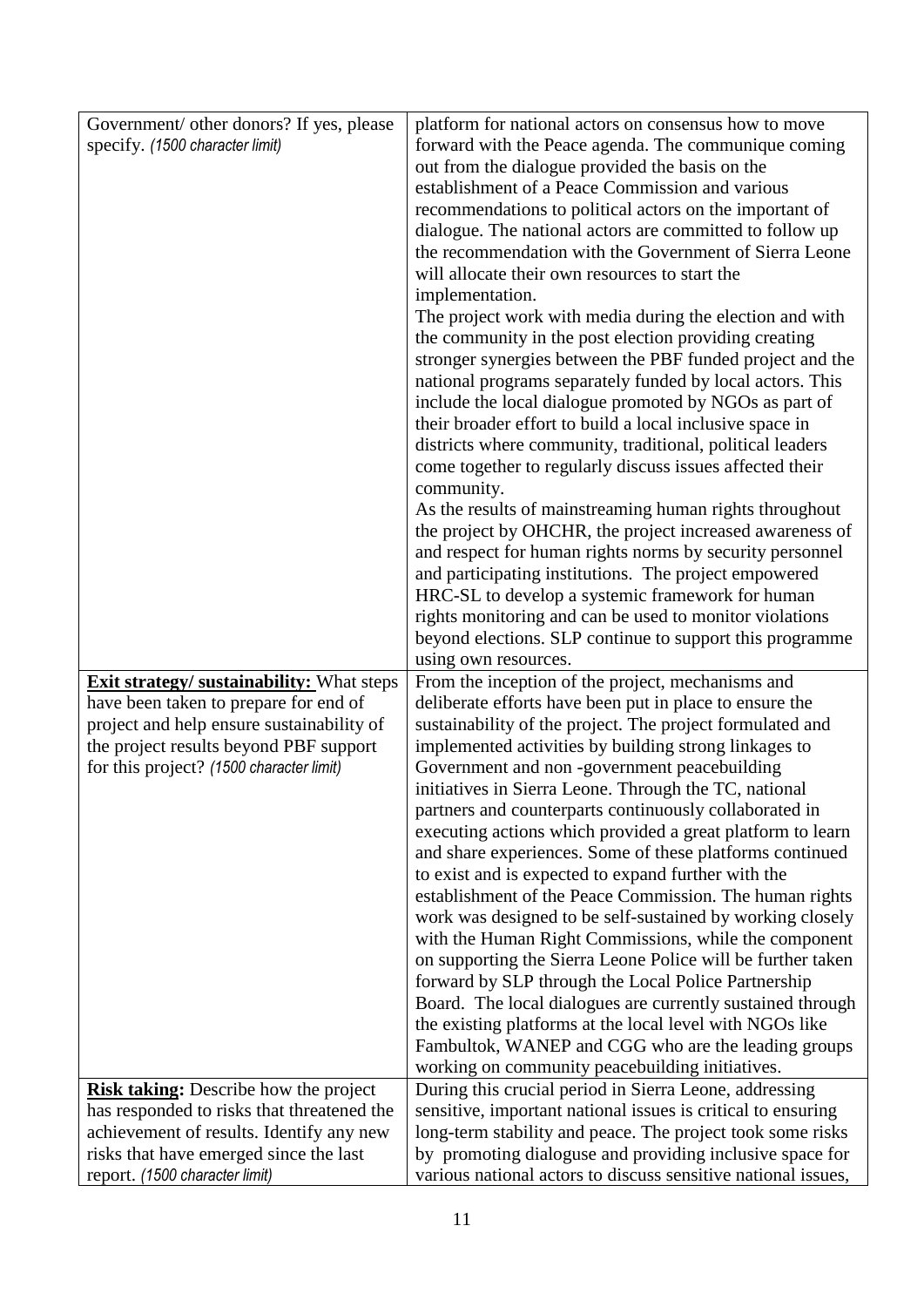| | |
|---|---|
| Government/ other donors? If yes, please specify. *(1500 character limit)* | platform for national actors on consensus how to move forward with the Peace agenda. The communique coming out from the dialogue provided the basis on the establishment of a Peace Commission and various recommendations to political actors on the important of dialogue. The national actors are committed to follow up the recommendation with the Government of Sierra Leone will allocate their own resources to start the implementation.<br>The project work with media during the election and with the community in the post election providing creating stronger synergies between the PBF funded project and the national programs separately funded by local actors. This include the local dialogue promoted by NGOs as part of their broader effort to build a local inclusive space in districts where community, traditional, political leaders come together to regularly discuss issues affected their community.<br>As the results of mainstreaming human rights throughout the project by OHCHR, the project increased awareness of and respect for human rights norms by security personnel and participating institutions. The project empowered HRC-SL to develop a systemic framework for human rights monitoring and can be used to monitor violations beyond elections. SLP continue to support this programme using own resources. |
| **<u>Exit strategy/ sustainability:</u>** What steps have been taken to prepare for end of project and help ensure sustainability of the project results beyond PBF support for this project? *(1500 character limit)* | From the inception of the project, mechanisms and deliberate efforts have been put in place to ensure the sustainability of the project. The project formulated and implemented activities by building strong linkages to Government and non -government peacebuilding initiatives in Sierra Leone. Through the TC, national partners and counterparts continuously collaborated in executing actions which provided a great platform to learn and share experiences. Some of these platforms continued to exist and is expected to expand further with the establishment of the Peace Commission. The human rights work was designed to be self-sustained by working closely with the Human Right Commissions, while the component on supporting the Sierra Leone Police will be further taken forward by SLP through the Local Police Partnership Board. The local dialogues are currently sustained through the existing platforms at the local level with NGOs like Fambultok, WANEP and CGG who are the leading groups working on community peacebuilding initiatives. |
| **<u>Risk taking</u>:** Describe how the project has responded to risks that threatened the achievement of results. Identify any new risks that have emerged since the last report. *(1500 character limit)* | During this crucial period in Sierra Leone, addressing sensitive, important national issues is critical to ensuring long-term stability and peace. The project took some risks by promoting dialoguse and providing inclusive space for various national actors to discuss sensitive national issues, |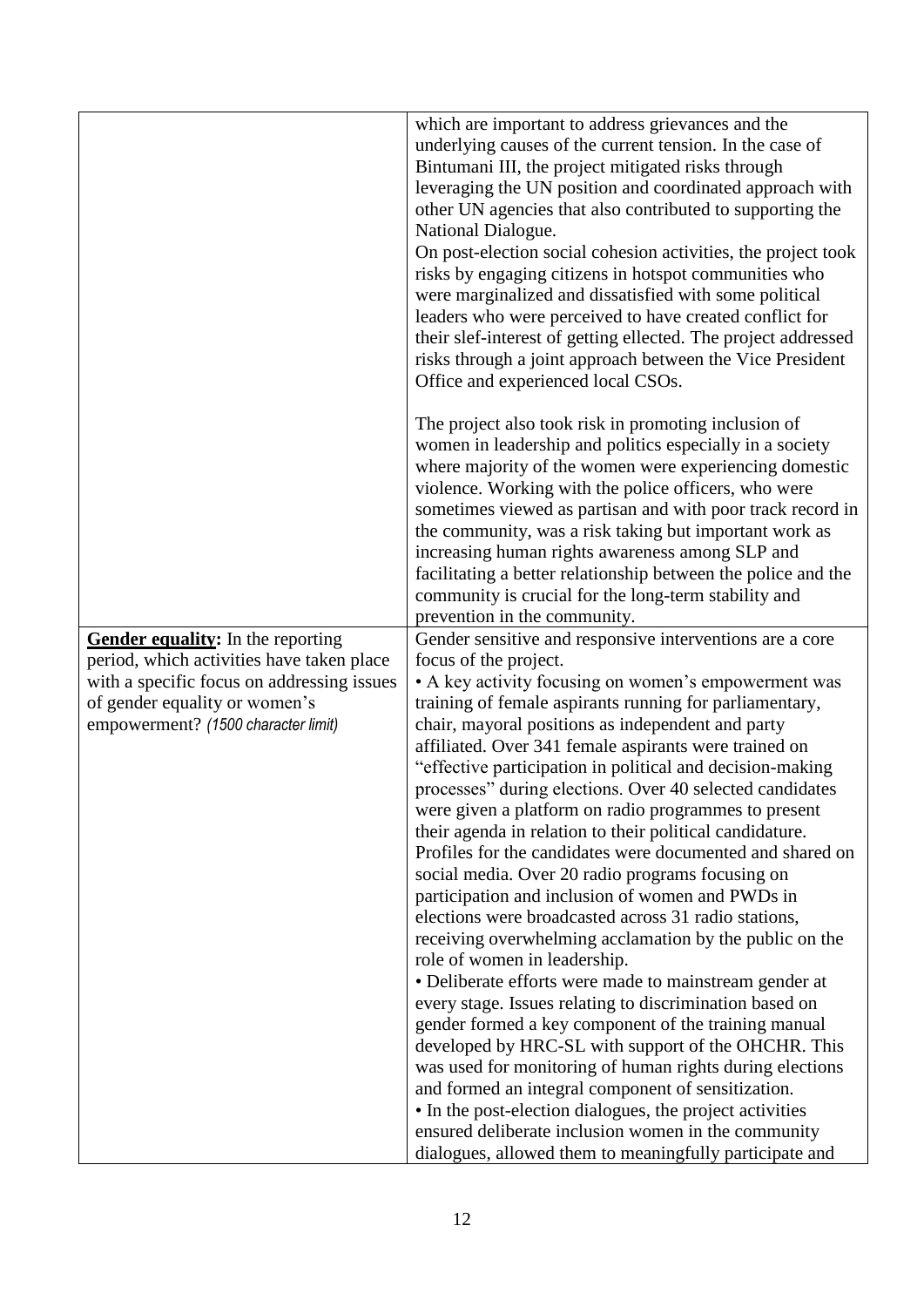| | |
|---|---|
| | which are important to address grievances and the underlying causes of the current tension. In the case of Bintumani III, the project mitigated risks through leveraging the UN position and coordinated approach with other UN agencies that also contributed to supporting the National Dialogue.<br>On post-election social cohesion activities, the project took risks by engaging citizens in hotspot communities who were marginalized and dissatisfied with some political leaders who were perceived to have created conflict for their slef-interest of getting ellected. The project addressed risks through a joint approach between the Vice President Office and experienced local CSOs.<br><br>The project also took risk in promoting inclusion of women in leadership and politics especially in a society where majority of the women were experiencing domestic violence. Working with the police officers, who were sometimes viewed as partisan and with poor track record in the community, was a risk taking but important work as increasing human rights awareness among SLP and facilitating a better relationship between the police and the community is crucial for the long-term stability and prevention in the community. |
| **Gender equality**: In the reporting period, which activities have taken place with a specific focus on addressing issues of gender equality or women's empowerment? *(1500 character limit)* | Gender sensitive and responsive interventions are a core focus of the project.<br>• A key activity focusing on women's empowerment was training of female aspirants running for parliamentary, chair, mayoral positions as independent and party affiliated. Over 341 female aspirants were trained on "effective participation in political and decision-making processes" during elections. Over 40 selected candidates were given a platform on radio programmes to present their agenda in relation to their political candidature. Profiles for the candidates were documented and shared on social media. Over 20 radio programs focusing on participation and inclusion of women and PWDs in elections were broadcasted across 31 radio stations, receiving overwhelming acclamation by the public on the role of women in leadership.<br>• Deliberate efforts were made to mainstream gender at every stage. Issues relating to discrimination based on gender formed a key component of the training manual developed by HRC-SL with support of the OHCHR. This was used for monitoring of human rights during elections and formed an integral component of sensitization.<br>• In the post-election dialogues, the project activities ensured deliberate inclusion women in the community dialogues, allowed them to meaningfully participate and |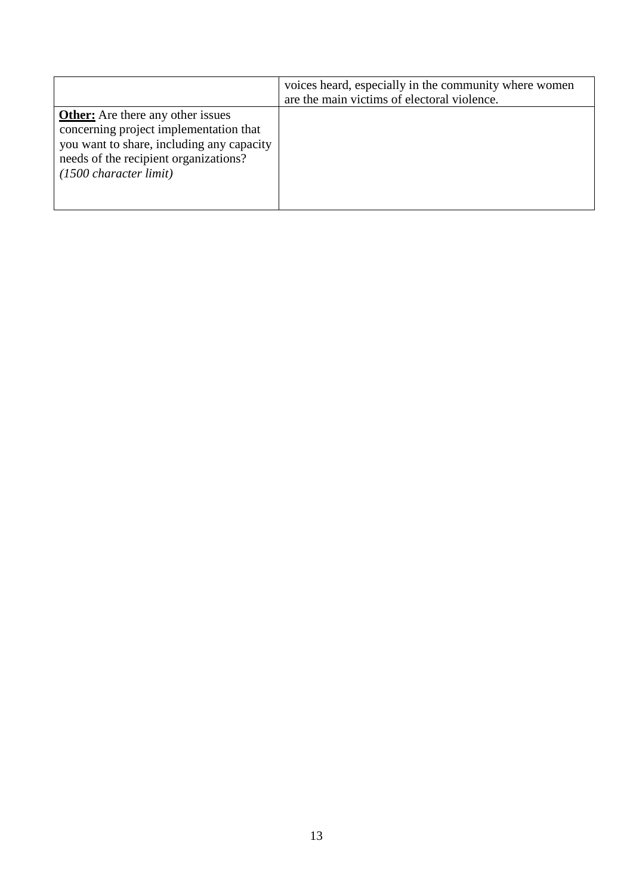| | |
|---|---|
| | voices heard, especially in the community where women are the main victims of electoral violence. |
| **Other:** Are there any other issues concerning project implementation that you want to share, including any capacity needs of the recipient organizations? *(1500 character limit)* | |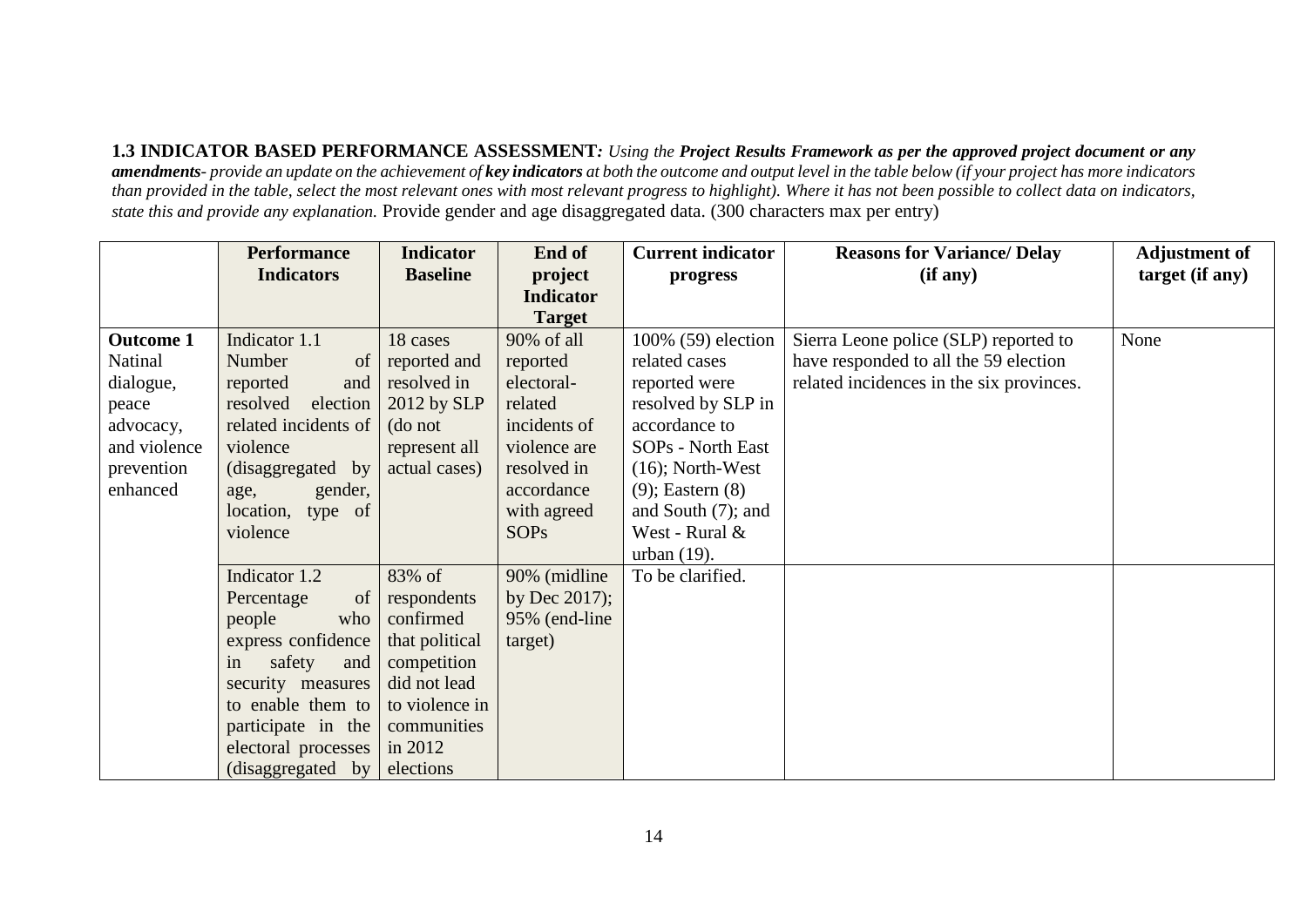**1.3 INDICATOR BASED PERFORMANCE ASSESSMENT***: Using the* ***Project Results Framework as per the approved project document or any amendments****- provide an update on the achievement of* ***key indicators*** *at both the outcome and output level in the table below (if your project has more indicators than provided in the table, select the most relevant ones with most relevant progress to highlight). Where it has not been possible to collect data on indicators, state this and provide any explanation.* Provide gender and age disaggregated data. (300 characters max per entry)

| | Performance Indicators | Indicator Baseline | End of project Indicator Target | Current indicator progress | Reasons for Variance/ Delay (if any) | Adjustment of target (if any) |
|---|---|---|---|---|---|---|
| **Outcome 1** Natinal dialogue, peace advocacy, and violence prevention enhanced | Indicator 1.1 Number of reported and resolved election related incidents of violence (disaggregated by age, gender, location, type of violence | 18 cases reported and resolved in 2012 by SLP (do not represent all actual cases) | 90% of all reported electoral-related incidents of violence are resolved in accordance with agreed SOPs | 100% (59) election related cases reported were resolved by SLP in accordance to SOPs - North East (16); North-West (9); Eastern (8) and South (7); and West - Rural & urban (19). | Sierra Leone police (SLP) reported to have responded to all the 59 election related incidences in the six provinces. | None |
| | Indicator 1.2 Percentage of people who express confidence in safety and security measures to enable them to participate in the electoral processes (disaggregated by | 83% of respondents confirmed that political competition did not lead to violence in communities in 2012 elections | 90% (midline by Dec 2017); 95% (end-line target) | To be clarified. | | |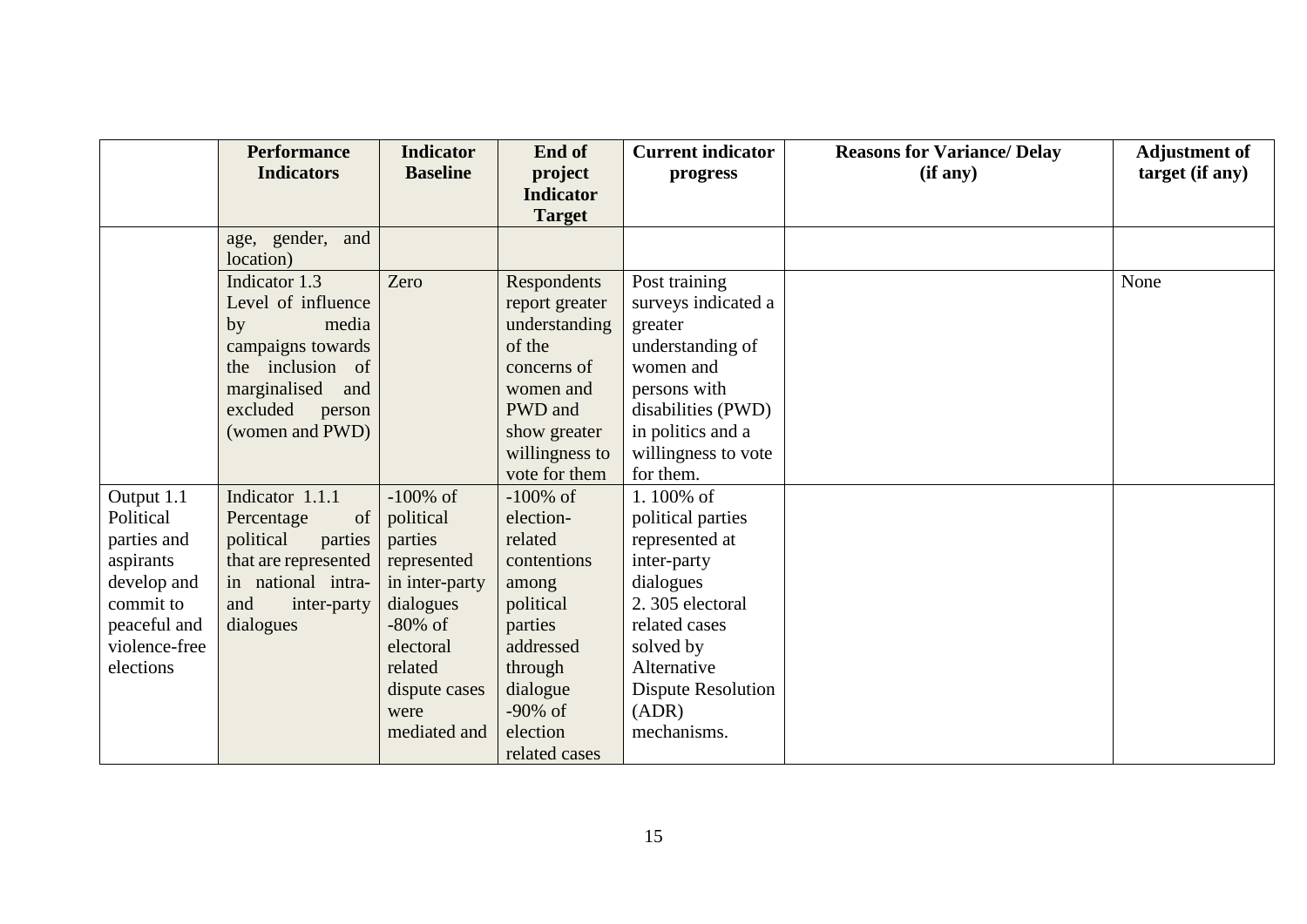| | Performance Indicators | Indicator Baseline | End of project Indicator Target | Current indicator progress | Reasons for Variance/ Delay (if any) | Adjustment of target (if any) |
|---|---|---|---|---|---|---|
| | age, gender, and location) | | | | | |
| | Indicator 1.3 Level of influence by media campaigns towards the inclusion of marginalised and excluded person (women and PWD) | Zero | Respondents report greater understanding of the concerns of women and PWD and show greater willingness to vote for them | Post training surveys indicated a greater understanding of women and persons with disabilities (PWD) in politics and a willingness to vote for them. | | None |
| Output 1.1 Political parties and aspirants develop and commit to peaceful and violence-free elections | Indicator 1.1.1 Percentage of political parties that are represented in national intra- and inter-party dialogues | -100% of political parties represented in inter-party dialogues<br>-80% of electoral related dispute cases were mediated and | -100% of election-related contentions among political parties addressed through dialogue<br>-90% of election related cases | 1. 100% of political parties represented at inter-party dialogues<br>2. 305 electoral related cases solved by Alternative Dispute Resolution (ADR) mechanisms. | | |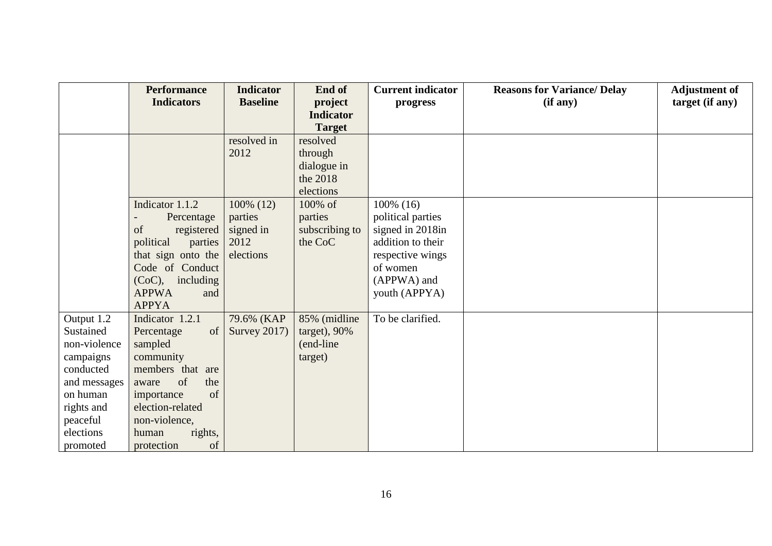| | Performance Indicators | Indicator Baseline | End of project Indicator Target | Current indicator progress | Reasons for Variance/ Delay (if any) | Adjustment of target (if any) |
|---|---|---|---|---|---|---|
| | | resolved in 2012 | resolved through dialogue in the 2018 elections | | | |
| | Indicator 1.1.2 - Percentage of registered political parties that sign onto the Code of Conduct (CoC), including APPWA and APPYA | 100% (12) parties signed in 2012 elections | 100% of parties subscribing to the CoC | 100% (16) political parties signed in 2018in addition to their respective wings of women (APPWA) and youth (APPYA) | | |
| Output 1.2 Sustained non-violence campaigns conducted and messages on human rights and peaceful elections promoted | Indicator 1.2.1 Percentage of sampled community members that are aware of the importance of election-related non-violence, human rights, protection of | 79.6% (KAP Survey 2017) | 85% (midline target), 90% (end-line target) | To be clarified. | | |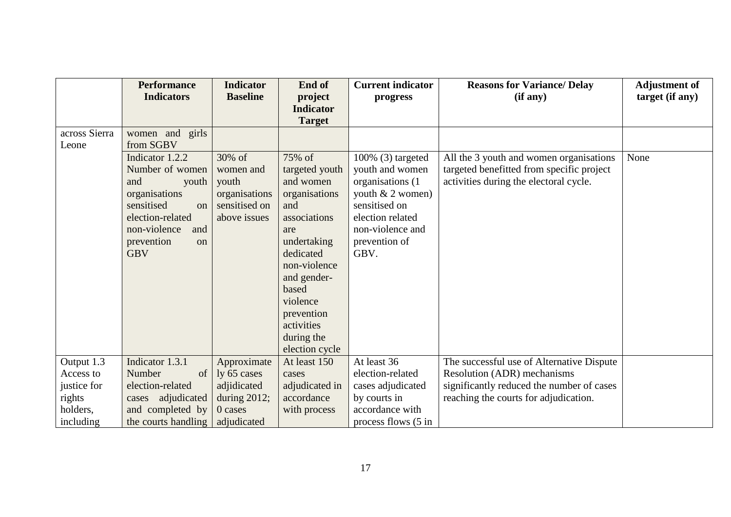| | Performance Indicators | Indicator Baseline | End of project Indicator Target | Current indicator progress | Reasons for Variance/ Delay (if any) | Adjustment of target (if any) |
|---|---|---|---|---|---|---|
| across Sierra Leone | women and girls from SGBV | | | | | |
| | Indicator 1.2.2 Number of women and youth organisations sensitised on election-related non-violence and prevention on GBV | 30% of women and youth organisations sensitised on above issues | 75% of targeted youth and women organisations and associations are undertaking dedicated non-violence and gender-based violence prevention activities during the election cycle | 100% (3) targeted youth and women organisations (1 youth & 2 women) sensitised on election related non-violence and prevention of GBV. | All the 3 youth and women organisations targeted benefitted from specific project activities during the electoral cycle. | None |
| Output 1.3 Access to justice for rights holders, including | Indicator 1.3.1 Number of election-related cases adjudicated and completed by the courts handling | Approximately 65 cases adjidicated during 2012; 0 cases adjudicated | At least 150 cases adjudicated in accordance with process | At least 36 election-related cases adjudicated by courts in accordance with process flows (5 in | The successful use of Alternative Dispute Resolution (ADR) mechanisms significantly reduced the number of cases reaching the courts for adjudication. | |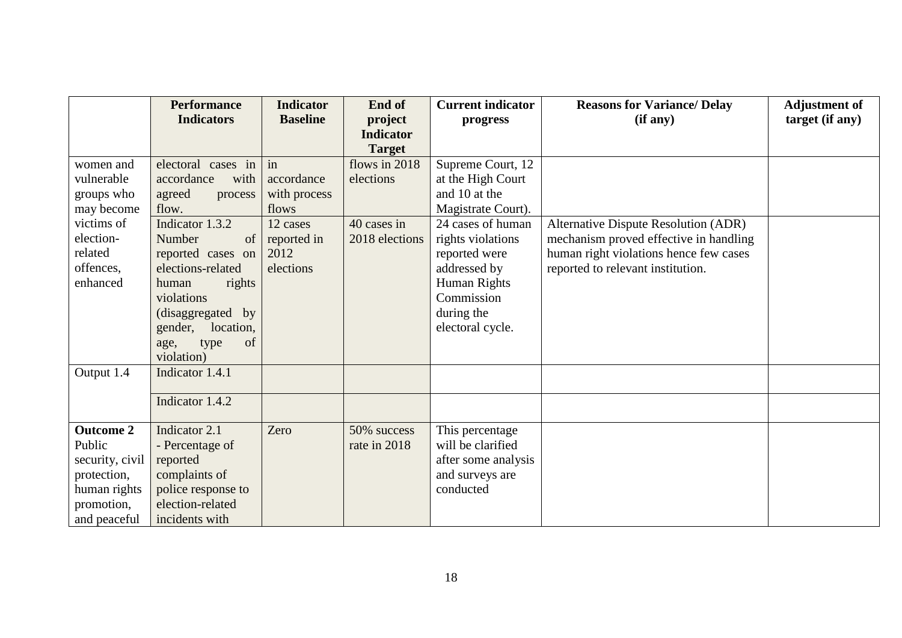| | Performance Indicators | Indicator Baseline | End of project Indicator Target | Current indicator progress | Reasons for Variance/ Delay (if any) | Adjustment of target (if any) |
|---|---|---|---|---|---|---|
| women and vulnerable groups who may become victims of election-related offences, enhanced | electoral cases in accordance with agreed process flow. | in accordance with process flows | flows in 2018 elections | Supreme Court, 12 at the High Court and 10 at the Magistrate Court). | | |
| | Indicator 1.3.2 Number of reported cases on elections-related human rights violations (disaggregated by gender, location, age, type of violation) | 12 cases reported in 2012 elections | 40 cases in 2018 elections | 24 cases of human rights violations reported were addressed by Human Rights Commission during the electoral cycle. | Alternative Dispute Resolution (ADR) mechanism proved effective in handling human right violations hence few cases reported to relevant institution. | |
| Output 1.4 | Indicator 1.4.1 | | | | | |
| | Indicator 1.4.2 | | | | | |
| **Outcome 2** Public security, civil protection, human rights promotion, and peaceful | Indicator 2.1 - Percentage of reported complaints of police response to election-related incidents with | Zero | 50% success rate in 2018 | This percentage will be clarified after some analysis and surveys are conducted | | |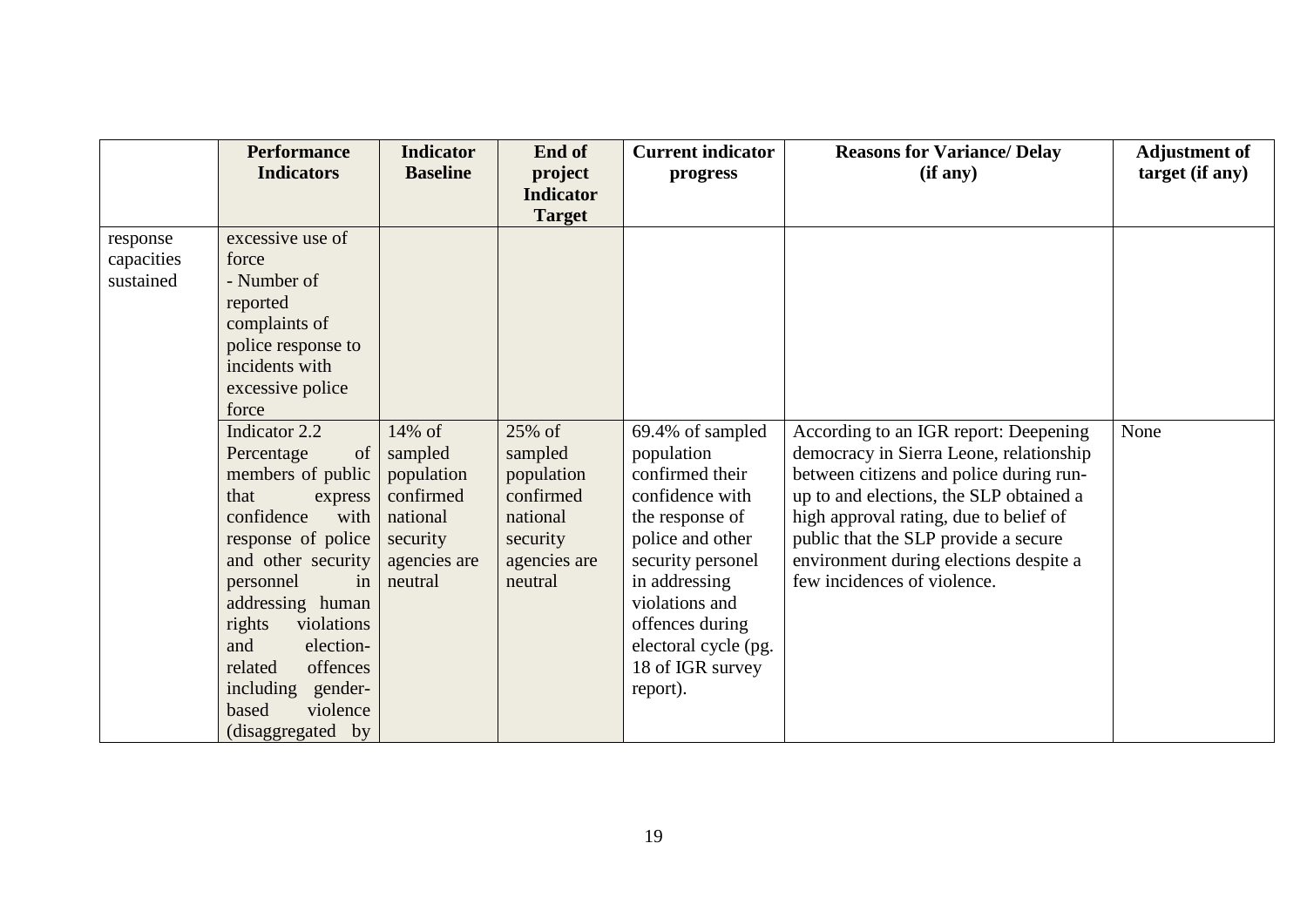| | Performance Indicators | Indicator Baseline | End of project Indicator Target | Current indicator progress | Reasons for Variance/ Delay (if any) | Adjustment of target (if any) |
|---|---|---|---|---|---|---|
| response capacities sustained | excessive use of force<br>- Number of reported complaints of police response to incidents with excessive police force | | | | | |
| | Indicator 2.2<br>Percentage of members of public that express confidence with response of police and other security personnel in addressing human rights violations and election-related offences including gender-based violence (disaggregated by | 14% of sampled population confirmed national security agencies are neutral | 25% of sampled population confirmed national security agencies are neutral | 69.4% of sampled population confirmed their confidence with the response of police and other security personel in addressing violations and offences during electoral cycle (pg. 18 of IGR survey report). | According to an IGR report: Deepening democracy in Sierra Leone, relationship between citizens and police during run-up to and elections, the SLP obtained a high approval rating, due to belief of public that the SLP provide a secure environment during elections despite a few incidences of violence. | None |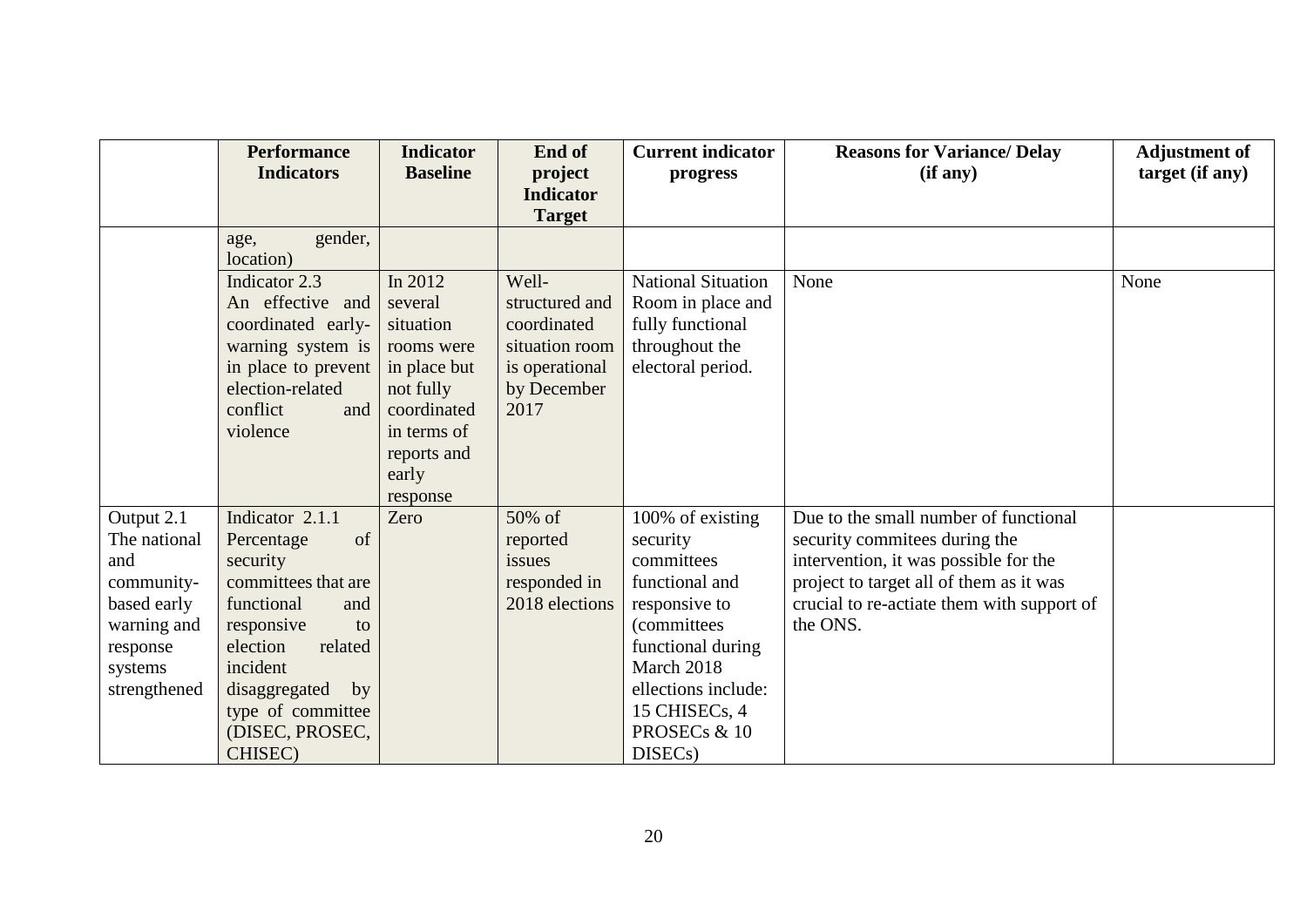| | Performance Indicators | Indicator Baseline | End of project Indicator Target | Current indicator progress | Reasons for Variance/ Delay (if any) | Adjustment of target (if any) |
|---|---|---|---|---|---|---|
| | age, gender, location) | | | | | |
| | Indicator 2.3 An effective and coordinated early-warning system is in place to prevent election-related conflict and violence | In 2012 several situation rooms were in place but not fully coordinated in terms of reports and early response | Well-structured and coordinated situation room is operational by December 2017 | National Situation Room in place and fully functional throughout the electoral period. | None | None |
| Output 2.1 The national and community-based early warning and response systems strengthened | Indicator 2.1.1 Percentage of security committees that are functional and responsive to election related incident disaggregated by type of committee (DISEC, PROSEC, CHISEC) | Zero | 50% of reported issues responded in 2018 elections | 100% of existing security committees functional and responsive to (committees functional during March 2018 ellections include: 15 CHISECs, 4 PROSECs & 10 DISECs) | Due to the small number of functional security commitees during the intervention, it was possible for the project to target all of them as it was crucial to re-actiate them with support of the ONS. | |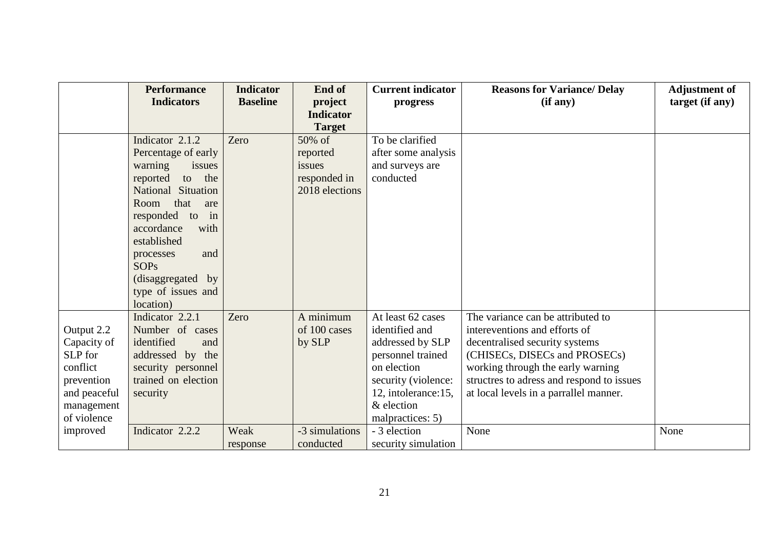| | Performance Indicators | Indicator Baseline | End of project Indicator Target | Current indicator progress | Reasons for Variance/ Delay (if any) | Adjustment of target (if any) |
|---|---|---|---|---|---|---|
| | Indicator 2.1.2 Percentage of early warning issues reported to the National Situation Room that are responded to in accordance with established processes and SOPs (disaggregated by type of issues and location) | Zero | 50% of reported issues responded in 2018 elections | To be clarified after some analysis and surveys are conducted | | |
| Output 2.2 Capacity of SLP for conflict prevention and peaceful management of violence improved | Indicator 2.2.1 Number of cases identified and addressed by the security personnel trained on election security | Zero | A minimum of 100 cases by SLP | At least 62 cases identified and addressed by SLP personnel trained on election security (violence: 12, intolerance:15, & election malpractices: 5) | The variance can be attributed to intereventions and efforts of decentralised security systems (CHISECs, DISECs and PROSECs) working through the early warning structres to adress and respond to issues at local levels in a parrallel manner. | |
| | Indicator 2.2.2 | Weak response | -3 simulations conducted | - 3 election security simulation | None | None |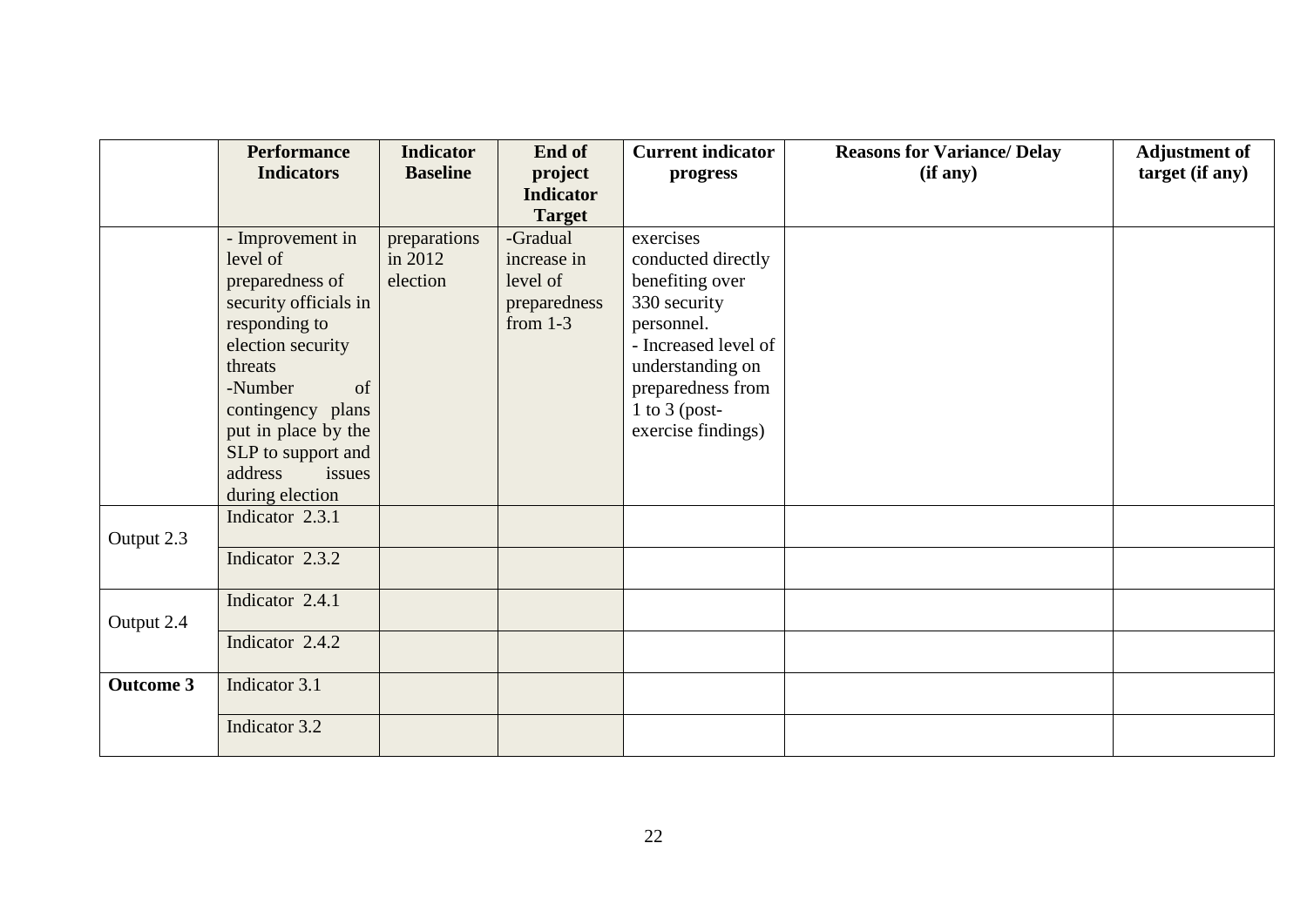| | Performance Indicators | Indicator Baseline | End of project Indicator Target | Current indicator progress | Reasons for Variance/ Delay (if any) | Adjustment of target (if any) |
|---|---|---|---|---|---|---|
| | - Improvement in level of preparedness of security officials in responding to election security threats<br>-Number of contingency plans put in place by the SLP to support and address issues during election | preparations in 2012 election | -Gradual increase in level of preparedness from 1-3 | exercises conducted directly benefiting over 330 security personnel.<br>- Increased level of understanding on preparedness from 1 to 3 (post-exercise findings) | | |
| Output 2.3 | Indicator 2.3.1 | | | | | |
| | Indicator 2.3.2 | | | | | |
| Output 2.4 | Indicator 2.4.1 | | | | | |
| | Indicator 2.4.2 | | | | | |
| **Outcome 3** | Indicator 3.1 | | | | | |
| | Indicator 3.2 | | | | | |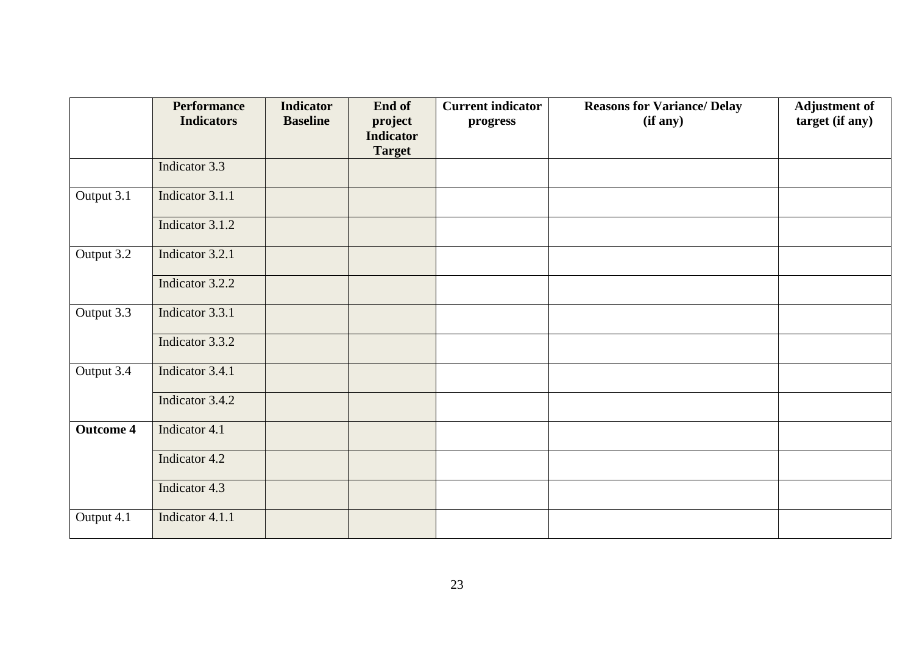| | Performance Indicators | Indicator Baseline | End of project Indicator Target | Current indicator progress | Reasons for Variance/ Delay (if any) | Adjustment of target (if any) |
|---|---|---|---|---|---|---|
| | Indicator 3.3 | | | | | |
| Output 3.1 | Indicator 3.1.1 | | | | | |
| | Indicator 3.1.2 | | | | | |
| Output 3.2 | Indicator 3.2.1 | | | | | |
| | Indicator 3.2.2 | | | | | |
| Output 3.3 | Indicator 3.3.1 | | | | | |
| | Indicator 3.3.2 | | | | | |
| Output 3.4 | Indicator 3.4.1 | | | | | |
| | Indicator 3.4.2 | | | | | |
| **Outcome 4** | Indicator 4.1 | | | | | |
| | Indicator 4.2 | | | | | |
| | Indicator 4.3 | | | | | |
| Output 4.1 | Indicator 4.1.1 | | | | | |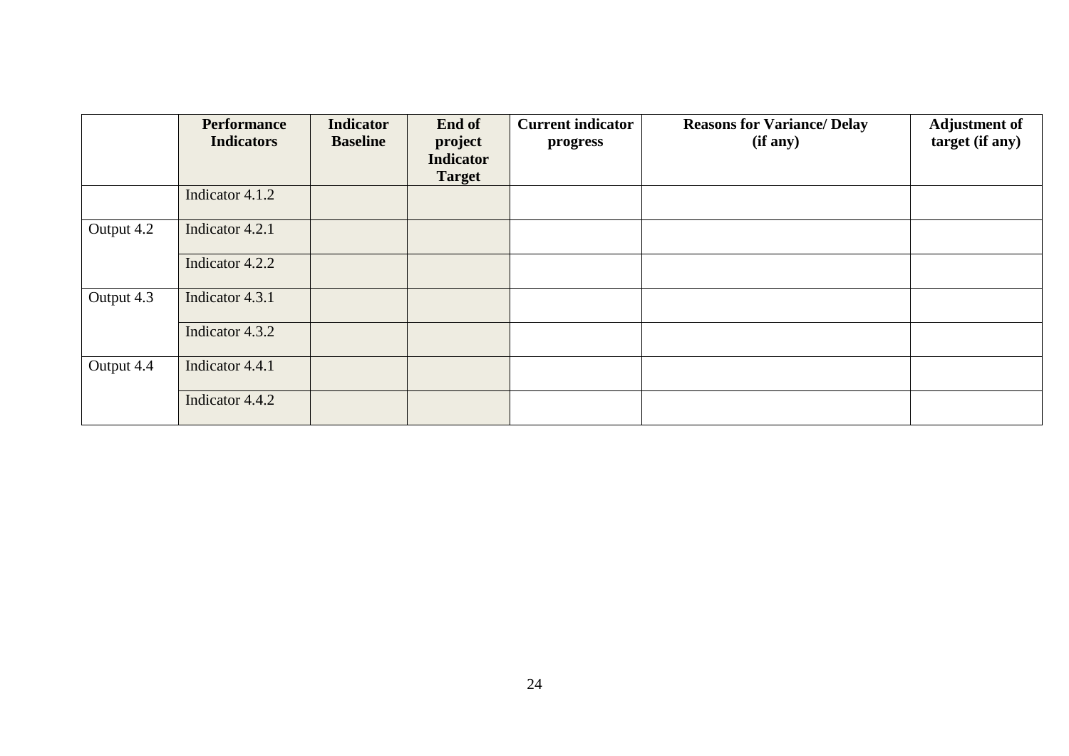| | Performance Indicators | Indicator Baseline | End of project Indicator Target | Current indicator progress | Reasons for Variance/ Delay (if any) | Adjustment of target (if any) |
|---|---|---|---|---|---|---|
| | Indicator 4.1.2 | | | | | |
| Output 4.2 | Indicator 4.2.1 | | | | | |
| | Indicator 4.2.2 | | | | | |
| Output 4.3 | Indicator 4.3.1 | | | | | |
| | Indicator 4.3.2 | | | | | |
| Output 4.4 | Indicator 4.4.1 | | | | | |
| | Indicator 4.4.2 | | | | | |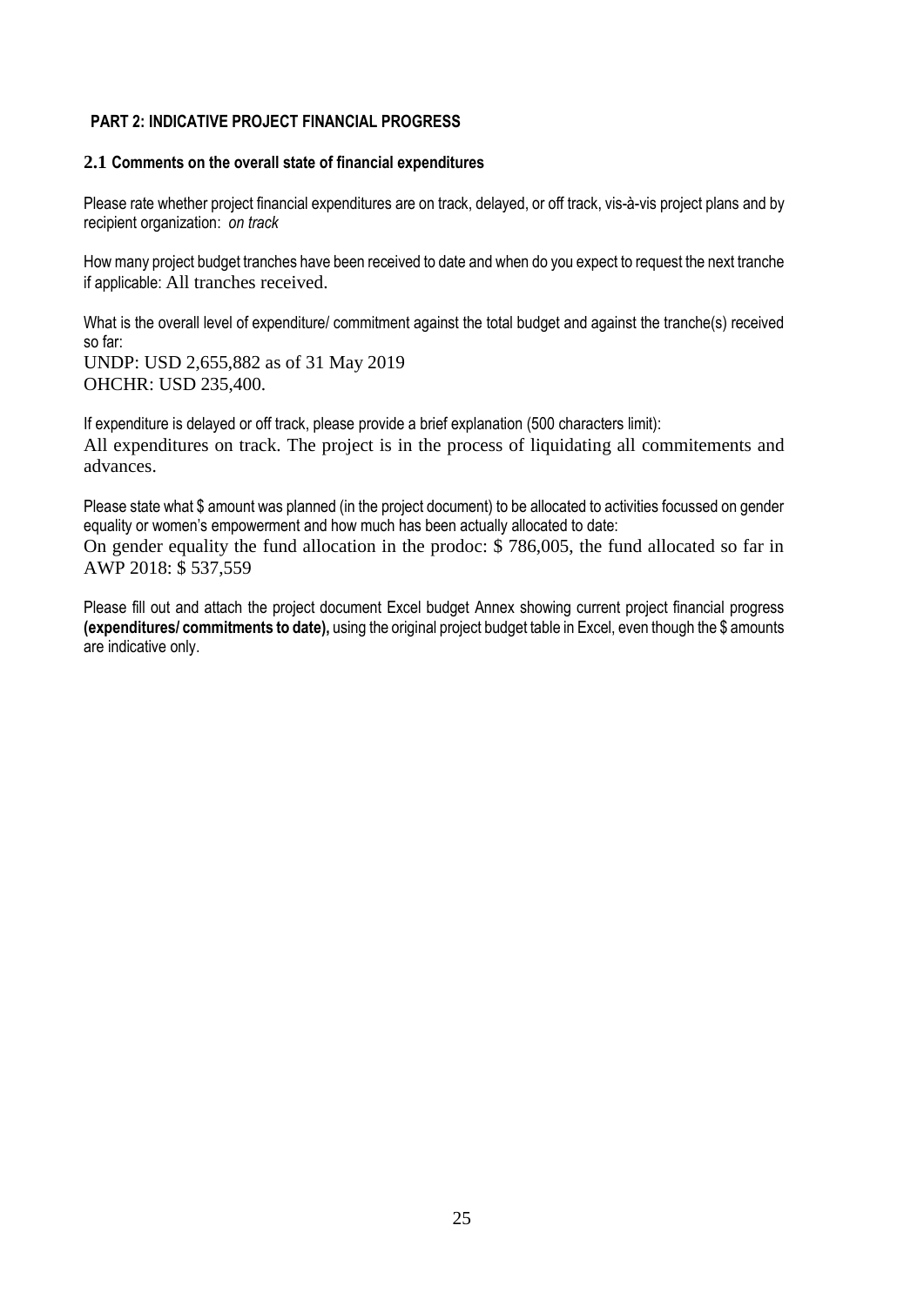## PART 2: INDICATIVE PROJECT FINANCIAL PROGRESS

### 2.1 Comments on the overall state of financial expenditures

Please rate whether project financial expenditures are on track, delayed, or off track, vis-à-vis project plans and by recipient organization: *on track*

How many project budget tranches have been received to date and when do you expect to request the next tranche if applicable: All tranches received.

What is the overall level of expenditure/ commitment against the total budget and against the tranche(s) received so far:
UNDP: USD 2,655,882 as of 31 May 2019
OHCHR: USD 235,400.

If expenditure is delayed or off track, please provide a brief explanation (500 characters limit):
All expenditures on track. The project is in the process of liquidating all commitements and advances.

Please state what $ amount was planned (in the project document) to be allocated to activities focussed on gender equality or women's empowerment and how much has been actually allocated to date:
On gender equality the fund allocation in the prodoc: $ 786,005, the fund allocated so far in AWP 2018: $ 537,559

Please fill out and attach the project document Excel budget Annex showing current project financial progress **(expenditures/ commitments to date),** using the original project budget table in Excel, even though the $ amounts are indicative only.